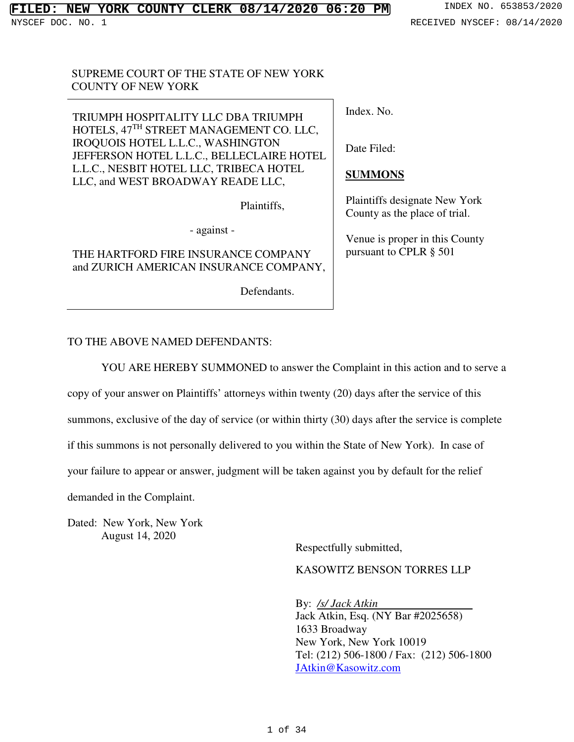FILED: NEW YORK COUNTY CLERK 08/14/2020 06:20 PM INDEX NO. 653853/2020

NYSCEF DOC. NO. 1 RECEIVED NYSCEF: 08/14/2020

SUPREME COURT OF THE STATE OF NEW YORK
COUNTY OF NEW YORK

| | |
|---|---|
| TRIUMPH HOSPITALITY LLC DBA TRIUMPH HOTELS, 47TH STREET MANAGEMENT CO. LLC, IROQUOIS HOTEL L.L.C., WASHINGTON JEFFERSON HOTEL L.L.C., BELLECLAIRE HOTEL L.L.C., NESBIT HOTEL LLC, TRIBECA HOTEL LLC, and WEST BROADWAY READE LLC,<br><br>Plaintiffs,<br><br>- against -<br><br>THE HARTFORD FIRE INSURANCE COMPANY and ZURICH AMERICAN INSURANCE COMPANY,<br><br>Defendants. | Index. No.<br><br>Date Filed:<br><br>**SUMMONS**<br><br>Plaintiffs designate New York County as the place of trial.<br><br>Venue is proper in this County pursuant to CPLR § 501 |

TO THE ABOVE NAMED DEFENDANTS:

YOU ARE HEREBY SUMMONED to answer the Complaint in this action and to serve a copy of your answer on Plaintiffs' attorneys within twenty (20) days after the service of this summons, exclusive of the day of service (or within thirty (30) days after the service is complete if this summons is not personally delivered to you within the State of New York). In case of your failure to appear or answer, judgment will be taken against you by default for the relief demanded in the Complaint.

Dated: New York, New York
August 14, 2020

Respectfully submitted,

KASOWITZ BENSON TORRES LLP

By: */s/ Jack Atkin*
Jack Atkin, Esq. (NY Bar #2025658)
1633 Broadway
New York, New York 10019
Tel: (212) 506-1800 / Fax: (212) 506-1800
JAtkin@Kasowitz.com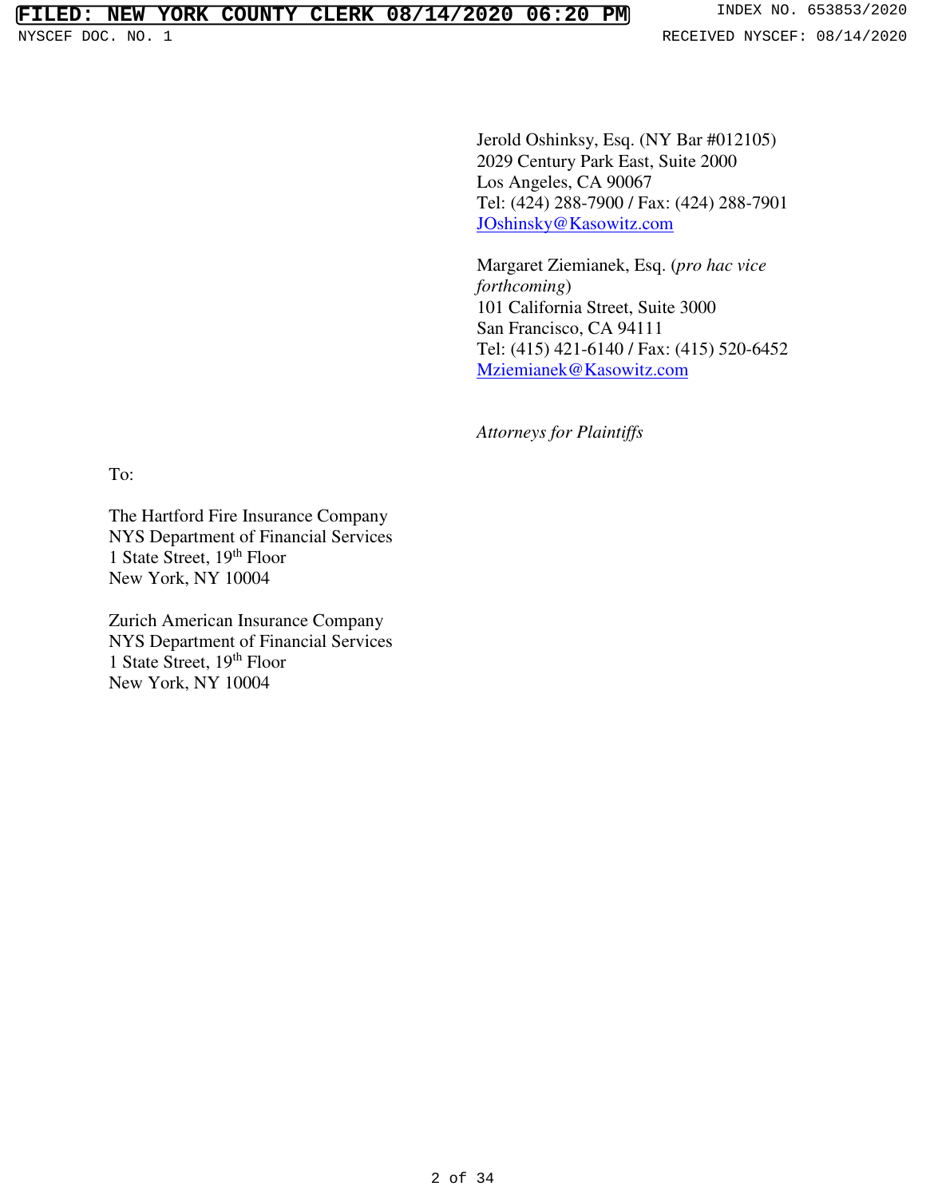Jerold Oshinksy, Esq. (NY Bar #012105)
2029 Century Park East, Suite 2000
Los Angeles, CA 90067
Tel: (424) 288-7900 / Fax: (424) 288-7901
JOshinsky@Kasowitz.com

Margaret Ziemianek, Esq. (*pro hac vice forthcoming*)
101 California Street, Suite 3000
San Francisco, CA 94111
Tel: (415) 421-6140 / Fax: (415) 520-6452
Mziemianek@Kasowitz.com

*Attorneys for Plaintiffs*

To:

The Hartford Fire Insurance Company
NYS Department of Financial Services
1 State Street, 19th Floor
New York, NY 10004

Zurich American Insurance Company
NYS Department of Financial Services
1 State Street, 19th Floor
New York, NY 10004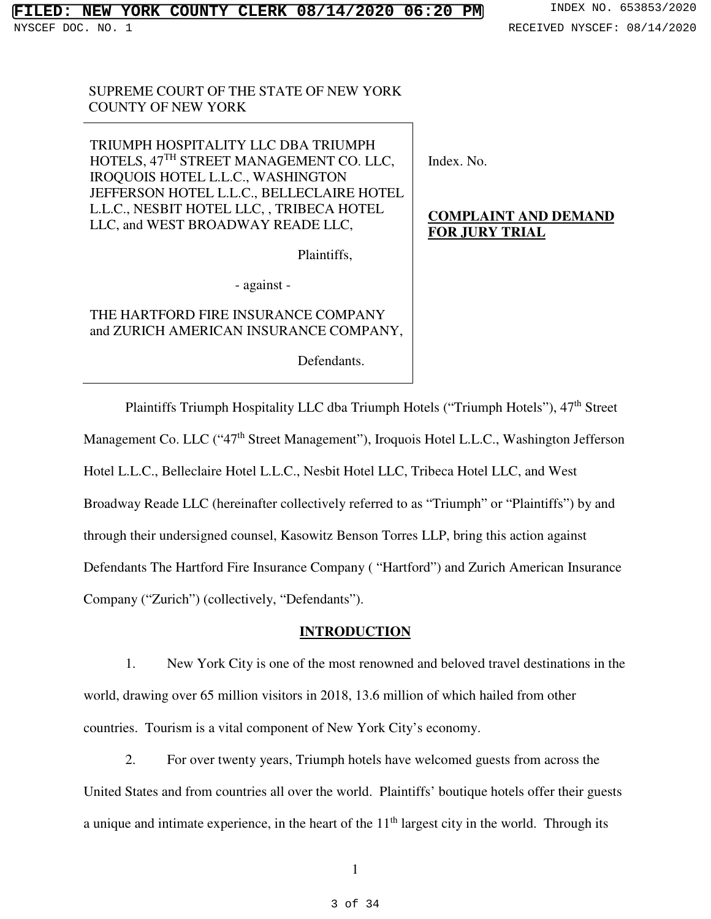SUPREME COURT OF THE STATE OF NEW YORK
COUNTY OF NEW YORK

| | |
|---|---|
| TRIUMPH HOSPITALITY LLC DBA TRIUMPH HOTELS, 47TH STREET MANAGEMENT CO. LLC, IROQUOIS HOTEL L.L.C., WASHINGTON JEFFERSON HOTEL L.L.C., BELLECLAIRE HOTEL L.L.C., NESBIT HOTEL LLC, , TRIBECA HOTEL LLC, and WEST BROADWAY READE LLC,<br><br>Plaintiffs,<br><br>- against -<br><br>THE HARTFORD FIRE INSURANCE COMPANY and ZURICH AMERICAN INSURANCE COMPANY,<br><br>Defendants. | Index. No.<br><br>**COMPLAINT AND DEMAND FOR JURY TRIAL** |

Plaintiffs Triumph Hospitality LLC dba Triumph Hotels ("Triumph Hotels"), 47th Street Management Co. LLC ("47th Street Management"), Iroquois Hotel L.L.C., Washington Jefferson Hotel L.L.C., Belleclaire Hotel L.L.C., Nesbit Hotel LLC, Tribeca Hotel LLC, and West Broadway Reade LLC (hereinafter collectively referred to as "Triumph" or "Plaintiffs") by and through their undersigned counsel, Kasowitz Benson Torres LLP, bring this action against Defendants The Hartford Fire Insurance Company ( "Hartford") and Zurich American Insurance Company ("Zurich") (collectively, "Defendants").

## INTRODUCTION

1. New York City is one of the most renowned and beloved travel destinations in the world, drawing over 65 million visitors in 2018, 13.6 million of which hailed from other countries. Tourism is a vital component of New York City's economy.

2. For over twenty years, Triumph hotels have welcomed guests from across the United States and from countries all over the world. Plaintiffs' boutique hotels offer their guests a unique and intimate experience, in the heart of the 11th largest city in the world. Through its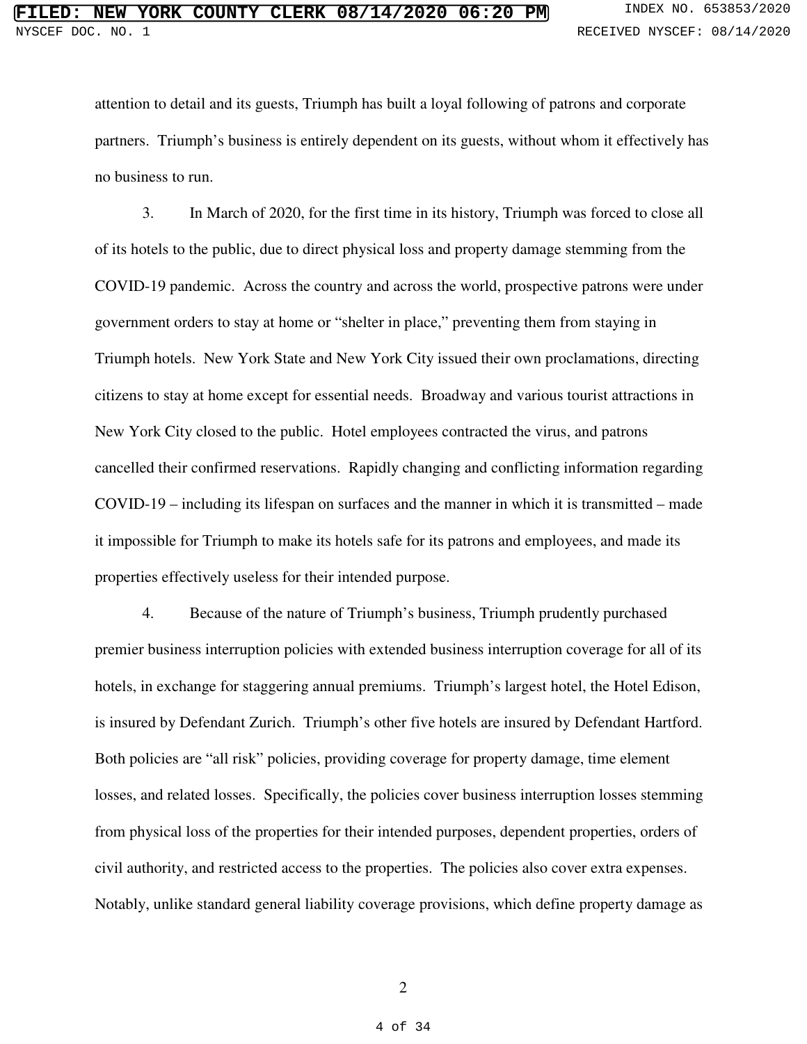attention to detail and its guests, Triumph has built a loyal following of patrons and corporate partners. Triumph's business is entirely dependent on its guests, without whom it effectively has no business to run.

3. In March of 2020, for the first time in its history, Triumph was forced to close all of its hotels to the public, due to direct physical loss and property damage stemming from the COVID-19 pandemic. Across the country and across the world, prospective patrons were under government orders to stay at home or "shelter in place," preventing them from staying in Triumph hotels. New York State and New York City issued their own proclamations, directing citizens to stay at home except for essential needs. Broadway and various tourist attractions in New York City closed to the public. Hotel employees contracted the virus, and patrons cancelled their confirmed reservations. Rapidly changing and conflicting information regarding COVID-19 – including its lifespan on surfaces and the manner in which it is transmitted – made it impossible for Triumph to make its hotels safe for its patrons and employees, and made its properties effectively useless for their intended purpose.

4. Because of the nature of Triumph's business, Triumph prudently purchased premier business interruption policies with extended business interruption coverage for all of its hotels, in exchange for staggering annual premiums. Triumph's largest hotel, the Hotel Edison, is insured by Defendant Zurich. Triumph's other five hotels are insured by Defendant Hartford. Both policies are "all risk" policies, providing coverage for property damage, time element losses, and related losses. Specifically, the policies cover business interruption losses stemming from physical loss of the properties for their intended purposes, dependent properties, orders of civil authority, and restricted access to the properties. The policies also cover extra expenses. Notably, unlike standard general liability coverage provisions, which define property damage as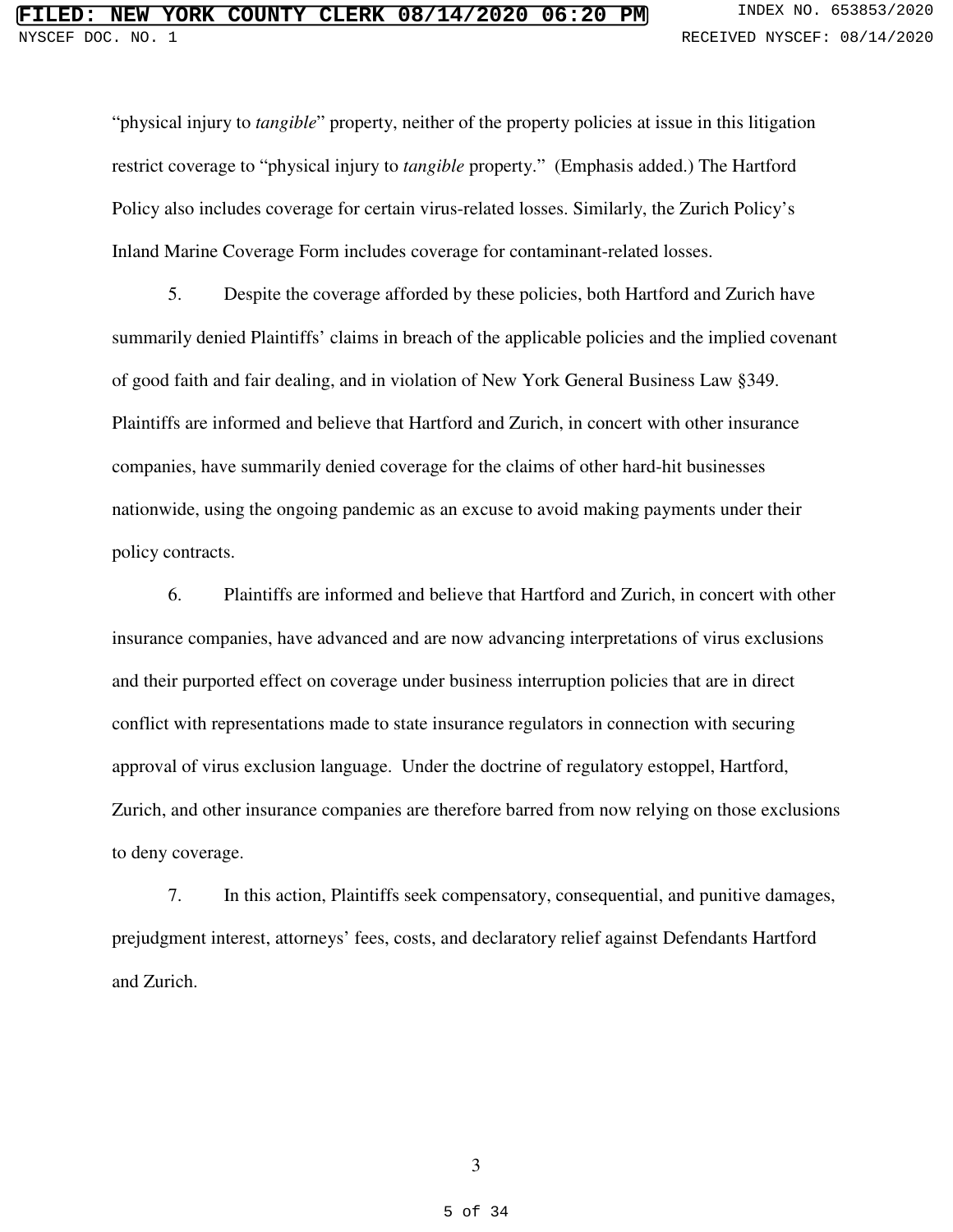"physical injury to *tangible*" property, neither of the property policies at issue in this litigation restrict coverage to "physical injury to *tangible* property." (Emphasis added.) The Hartford Policy also includes coverage for certain virus-related losses. Similarly, the Zurich Policy's Inland Marine Coverage Form includes coverage for contaminant-related losses.

5. Despite the coverage afforded by these policies, both Hartford and Zurich have summarily denied Plaintiffs' claims in breach of the applicable policies and the implied covenant of good faith and fair dealing, and in violation of New York General Business Law §349. Plaintiffs are informed and believe that Hartford and Zurich, in concert with other insurance companies, have summarily denied coverage for the claims of other hard-hit businesses nationwide, using the ongoing pandemic as an excuse to avoid making payments under their policy contracts.

6. Plaintiffs are informed and believe that Hartford and Zurich, in concert with other insurance companies, have advanced and are now advancing interpretations of virus exclusions and their purported effect on coverage under business interruption policies that are in direct conflict with representations made to state insurance regulators in connection with securing approval of virus exclusion language. Under the doctrine of regulatory estoppel, Hartford, Zurich, and other insurance companies are therefore barred from now relying on those exclusions to deny coverage.

7. In this action, Plaintiffs seek compensatory, consequential, and punitive damages, prejudgment interest, attorneys' fees, costs, and declaratory relief against Defendants Hartford and Zurich.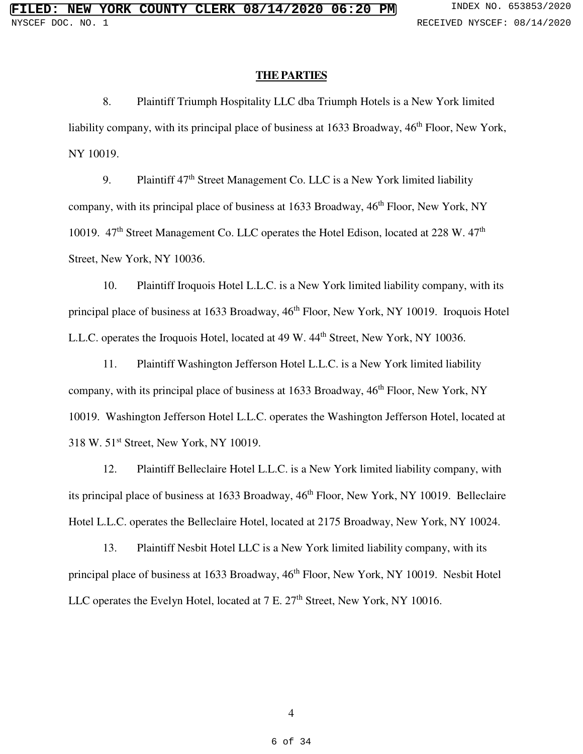## THE PARTIES

8. Plaintiff Triumph Hospitality LLC dba Triumph Hotels is a New York limited liability company, with its principal place of business at 1633 Broadway, 46th Floor, New York, NY 10019.

9. Plaintiff 47th Street Management Co. LLC is a New York limited liability company, with its principal place of business at 1633 Broadway, 46th Floor, New York, NY 10019. 47th Street Management Co. LLC operates the Hotel Edison, located at 228 W. 47th Street, New York, NY 10036.

10. Plaintiff Iroquois Hotel L.L.C. is a New York limited liability company, with its principal place of business at 1633 Broadway, 46th Floor, New York, NY 10019. Iroquois Hotel L.L.C. operates the Iroquois Hotel, located at 49 W. 44th Street, New York, NY 10036.

11. Plaintiff Washington Jefferson Hotel L.L.C. is a New York limited liability company, with its principal place of business at 1633 Broadway, 46th Floor, New York, NY 10019. Washington Jefferson Hotel L.L.C. operates the Washington Jefferson Hotel, located at 318 W. 51st Street, New York, NY 10019.

12. Plaintiff Belleclaire Hotel L.L.C. is a New York limited liability company, with its principal place of business at 1633 Broadway, 46th Floor, New York, NY 10019. Belleclaire Hotel L.L.C. operates the Belleclaire Hotel, located at 2175 Broadway, New York, NY 10024.

13. Plaintiff Nesbit Hotel LLC is a New York limited liability company, with its principal place of business at 1633 Broadway, 46th Floor, New York, NY 10019. Nesbit Hotel LLC operates the Evelyn Hotel, located at 7 E. 27th Street, New York, NY 10016.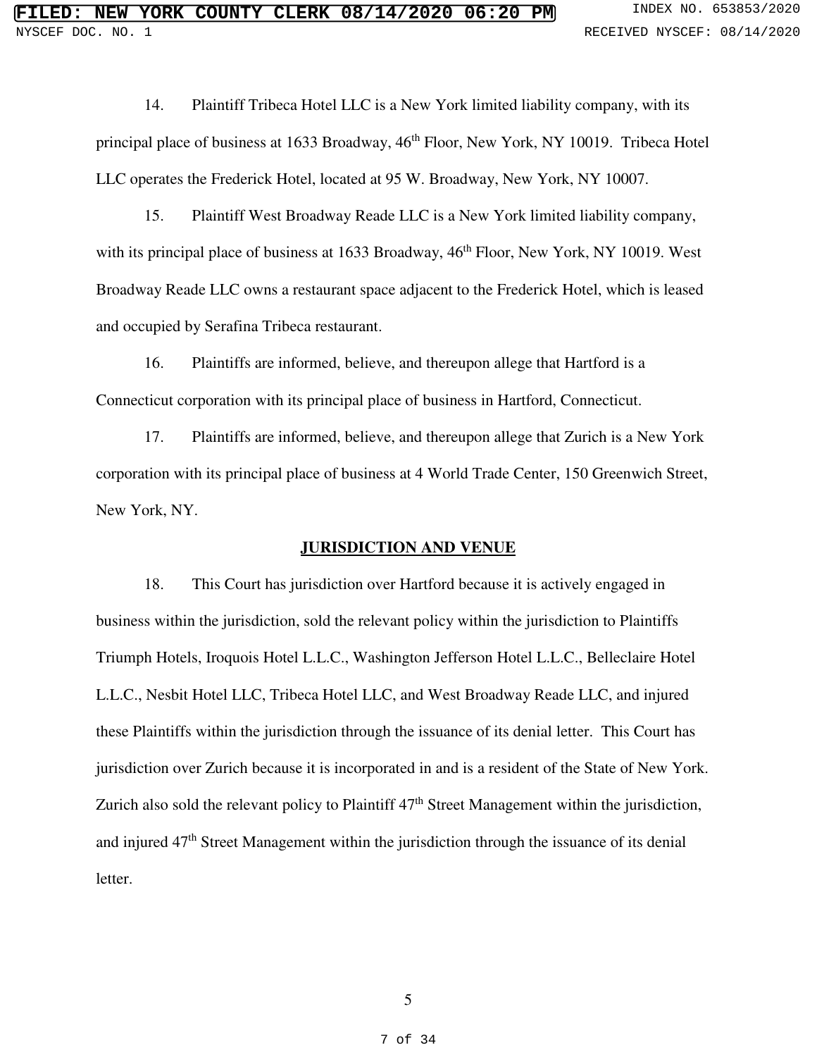14. Plaintiff Tribeca Hotel LLC is a New York limited liability company, with its principal place of business at 1633 Broadway, 46th Floor, New York, NY 10019. Tribeca Hotel LLC operates the Frederick Hotel, located at 95 W. Broadway, New York, NY 10007.

15. Plaintiff West Broadway Reade LLC is a New York limited liability company, with its principal place of business at 1633 Broadway, 46th Floor, New York, NY 10019. West Broadway Reade LLC owns a restaurant space adjacent to the Frederick Hotel, which is leased and occupied by Serafina Tribeca restaurant.

16. Plaintiffs are informed, believe, and thereupon allege that Hartford is a Connecticut corporation with its principal place of business in Hartford, Connecticut.

17. Plaintiffs are informed, believe, and thereupon allege that Zurich is a New York corporation with its principal place of business at 4 World Trade Center, 150 Greenwich Street, New York, NY.

## JURISDICTION AND VENUE

18. This Court has jurisdiction over Hartford because it is actively engaged in business within the jurisdiction, sold the relevant policy within the jurisdiction to Plaintiffs Triumph Hotels, Iroquois Hotel L.L.C., Washington Jefferson Hotel L.L.C., Belleclaire Hotel L.L.C., Nesbit Hotel LLC, Tribeca Hotel LLC, and West Broadway Reade LLC, and injured these Plaintiffs within the jurisdiction through the issuance of its denial letter. This Court has jurisdiction over Zurich because it is incorporated in and is a resident of the State of New York. Zurich also sold the relevant policy to Plaintiff 47th Street Management within the jurisdiction, and injured 47th Street Management within the jurisdiction through the issuance of its denial letter.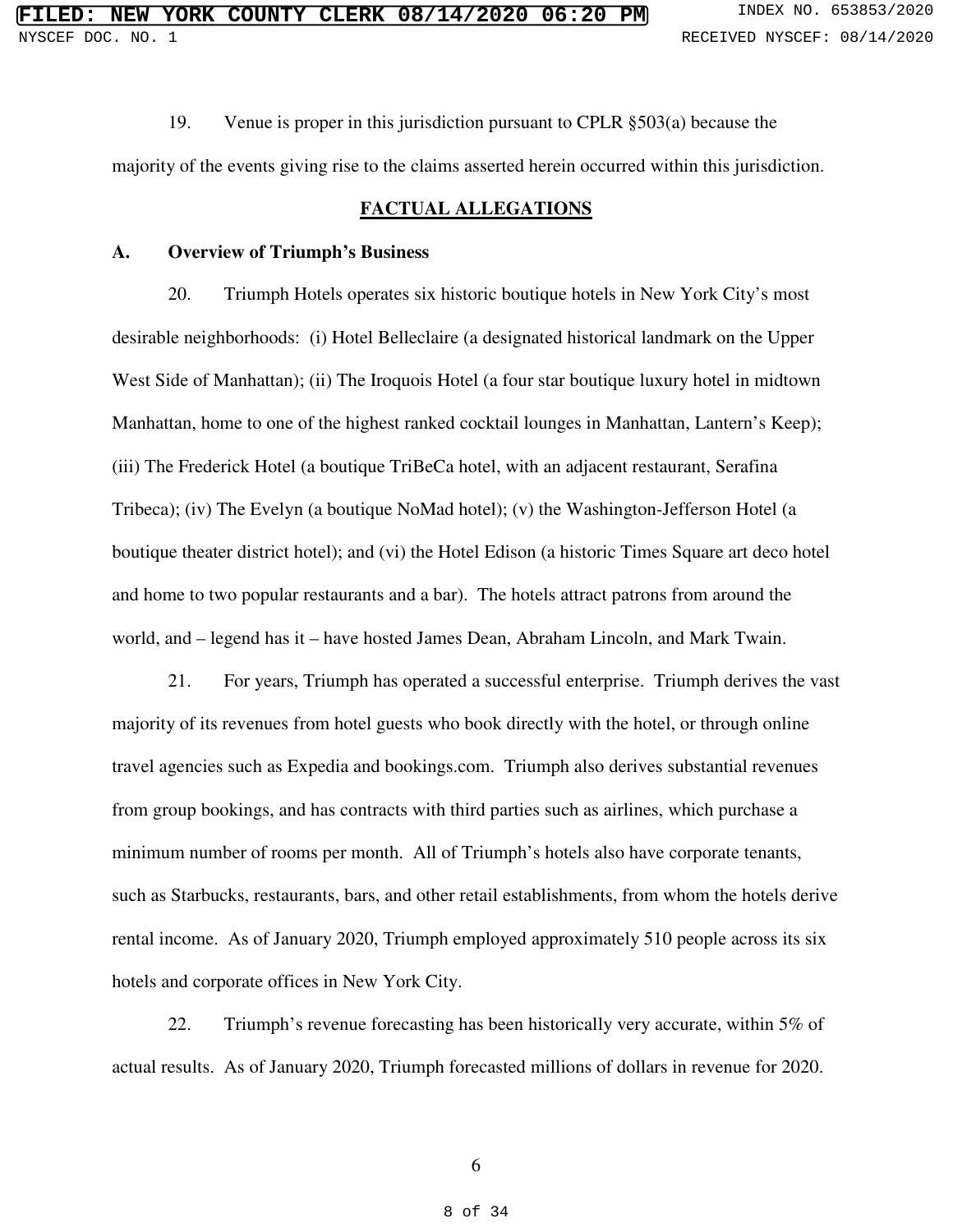19. Venue is proper in this jurisdiction pursuant to CPLR §503(a) because the majority of the events giving rise to the claims asserted herein occurred within this jurisdiction.

## FACTUAL ALLEGATIONS

### A. Overview of Triumph's Business

20. Triumph Hotels operates six historic boutique hotels in New York City's most desirable neighborhoods: (i) Hotel Belleclaire (a designated historical landmark on the Upper West Side of Manhattan); (ii) The Iroquois Hotel (a four star boutique luxury hotel in midtown Manhattan, home to one of the highest ranked cocktail lounges in Manhattan, Lantern's Keep); (iii) The Frederick Hotel (a boutique TriBeCa hotel, with an adjacent restaurant, Serafina Tribeca); (iv) The Evelyn (a boutique NoMad hotel); (v) the Washington-Jefferson Hotel (a boutique theater district hotel); and (vi) the Hotel Edison (a historic Times Square art deco hotel and home to two popular restaurants and a bar). The hotels attract patrons from around the world, and – legend has it – have hosted James Dean, Abraham Lincoln, and Mark Twain.

21. For years, Triumph has operated a successful enterprise. Triumph derives the vast majority of its revenues from hotel guests who book directly with the hotel, or through online travel agencies such as Expedia and bookings.com. Triumph also derives substantial revenues from group bookings, and has contracts with third parties such as airlines, which purchase a minimum number of rooms per month. All of Triumph's hotels also have corporate tenants, such as Starbucks, restaurants, bars, and other retail establishments, from whom the hotels derive rental income. As of January 2020, Triumph employed approximately 510 people across its six hotels and corporate offices in New York City.

22. Triumph's revenue forecasting has been historically very accurate, within 5% of actual results. As of January 2020, Triumph forecasted millions of dollars in revenue for 2020.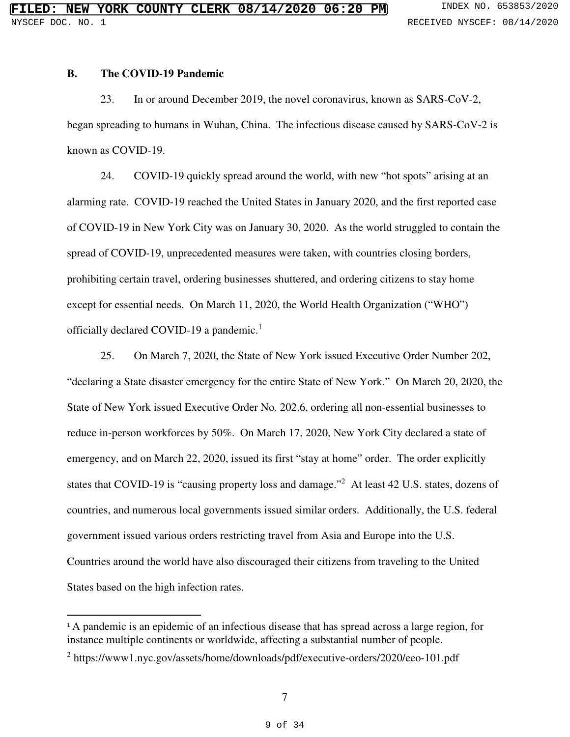### B. The COVID-19 Pandemic

23. In or around December 2019, the novel coronavirus, known as SARS-CoV-2, began spreading to humans in Wuhan, China. The infectious disease caused by SARS-CoV-2 is known as COVID-19.

24. COVID-19 quickly spread around the world, with new "hot spots" arising at an alarming rate. COVID-19 reached the United States in January 2020, and the first reported case of COVID-19 in New York City was on January 30, 2020. As the world struggled to contain the spread of COVID-19, unprecedented measures were taken, with countries closing borders, prohibiting certain travel, ordering businesses shuttered, and ordering citizens to stay home except for essential needs. On March 11, 2020, the World Health Organization ("WHO") officially declared COVID-19 a pandemic.[1]

25. On March 7, 2020, the State of New York issued Executive Order Number 202, "declaring a State disaster emergency for the entire State of New York." On March 20, 2020, the State of New York issued Executive Order No. 202.6, ordering all non-essential businesses to reduce in-person workforces by 50%. On March 17, 2020, New York City declared a state of emergency, and on March 22, 2020, issued its first "stay at home" order. The order explicitly states that COVID-19 is "causing property loss and damage."[2] At least 42 U.S. states, dozens of countries, and numerous local governments issued similar orders. Additionally, the U.S. federal government issued various orders restricting travel from Asia and Europe into the U.S. Countries around the world have also discouraged their citizens from traveling to the United States based on the high infection rates.

---

[1] A pandemic is an epidemic of an infectious disease that has spread across a large region, for instance multiple continents or worldwide, affecting a substantial number of people.

[2] https://www1.nyc.gov/assets/home/downloads/pdf/executive-orders/2020/eeo-101.pdf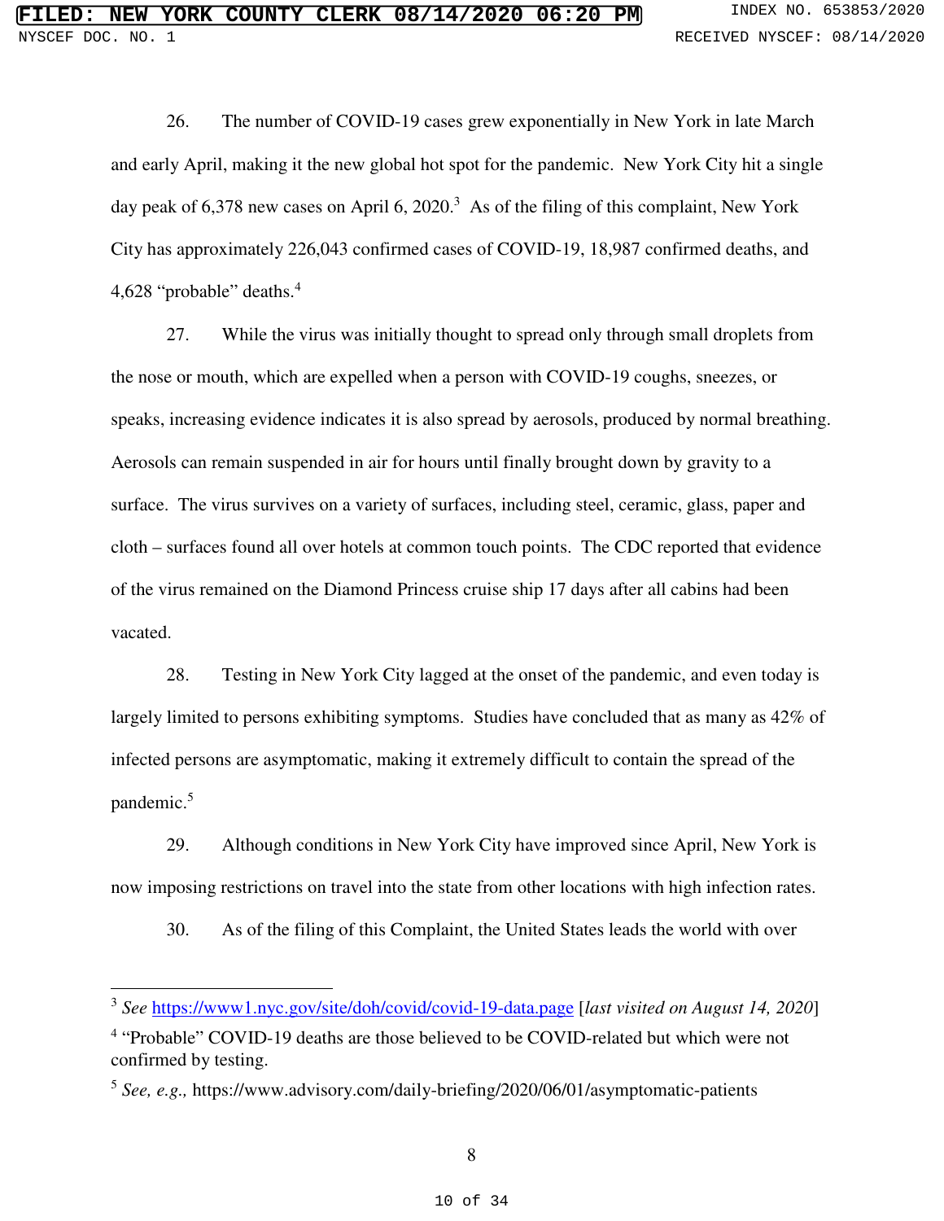26. The number of COVID-19 cases grew exponentially in New York in late March and early April, making it the new global hot spot for the pandemic. New York City hit a single day peak of 6,378 new cases on April 6, 2020.[3] As of the filing of this complaint, New York City has approximately 226,043 confirmed cases of COVID-19, 18,987 confirmed deaths, and 4,628 "probable" deaths.[4]

27. While the virus was initially thought to spread only through small droplets from the nose or mouth, which are expelled when a person with COVID-19 coughs, sneezes, or speaks, increasing evidence indicates it is also spread by aerosols, produced by normal breathing. Aerosols can remain suspended in air for hours until finally brought down by gravity to a surface. The virus survives on a variety of surfaces, including steel, ceramic, glass, paper and cloth – surfaces found all over hotels at common touch points. The CDC reported that evidence of the virus remained on the Diamond Princess cruise ship 17 days after all cabins had been vacated.

28. Testing in New York City lagged at the onset of the pandemic, and even today is largely limited to persons exhibiting symptoms. Studies have concluded that as many as 42% of infected persons are asymptomatic, making it extremely difficult to contain the spread of the pandemic.[5]

29. Although conditions in New York City have improved since April, New York is now imposing restrictions on travel into the state from other locations with high infection rates.

30. As of the filing of this Complaint, the United States leads the world with over

---

[3] *See* https://www1.nyc.gov/site/doh/covid/covid-19-data.page [*last visited on August 14, 2020*]

[4] "Probable" COVID-19 deaths are those believed to be COVID-related but which were not confirmed by testing.

[5] *See, e.g.,* https://www.advisory.com/daily-briefing/2020/06/01/asymptomatic-patients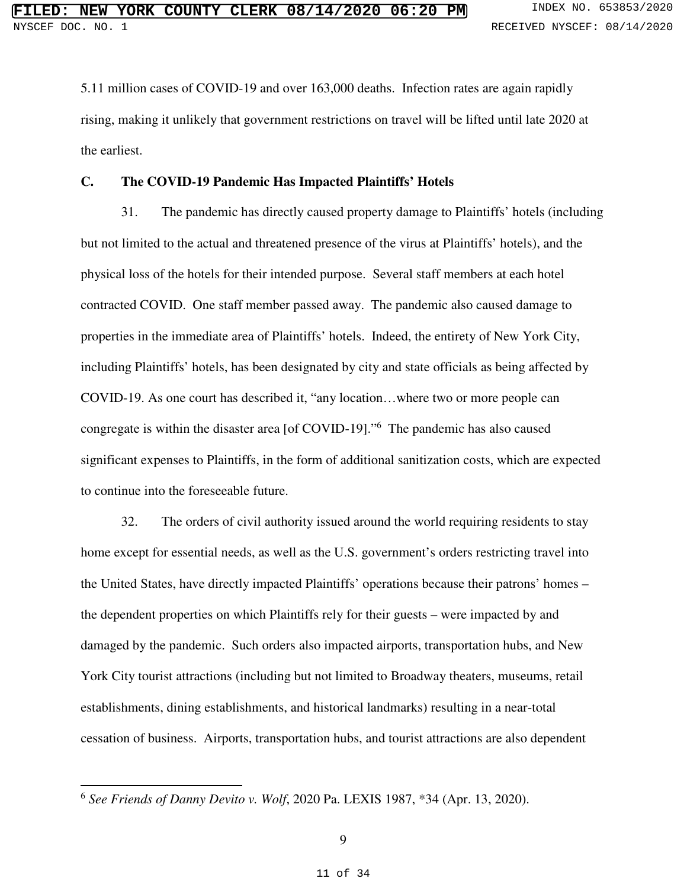5.11 million cases of COVID-19 and over 163,000 deaths. Infection rates are again rapidly rising, making it unlikely that government restrictions on travel will be lifted until late 2020 at the earliest.

### C. The COVID-19 Pandemic Has Impacted Plaintiffs' Hotels

31. The pandemic has directly caused property damage to Plaintiffs' hotels (including but not limited to the actual and threatened presence of the virus at Plaintiffs' hotels), and the physical loss of the hotels for their intended purpose. Several staff members at each hotel contracted COVID. One staff member passed away. The pandemic also caused damage to properties in the immediate area of Plaintiffs' hotels. Indeed, the entirety of New York City, including Plaintiffs' hotels, has been designated by city and state officials as being affected by COVID-19. As one court has described it, "any location…where two or more people can congregate is within the disaster area [of COVID-19]."[6] The pandemic has also caused significant expenses to Plaintiffs, in the form of additional sanitization costs, which are expected to continue into the foreseeable future.

32. The orders of civil authority issued around the world requiring residents to stay home except for essential needs, as well as the U.S. government's orders restricting travel into the United States, have directly impacted Plaintiffs' operations because their patrons' homes – the dependent properties on which Plaintiffs rely for their guests – were impacted by and damaged by the pandemic. Such orders also impacted airports, transportation hubs, and New York City tourist attractions (including but not limited to Broadway theaters, museums, retail establishments, dining establishments, and historical landmarks) resulting in a near-total cessation of business. Airports, transportation hubs, and tourist attractions are also dependent

---

[6] *See Friends of Danny Devito v. Wolf*, 2020 Pa. LEXIS 1987, *34 (Apr. 13, 2020).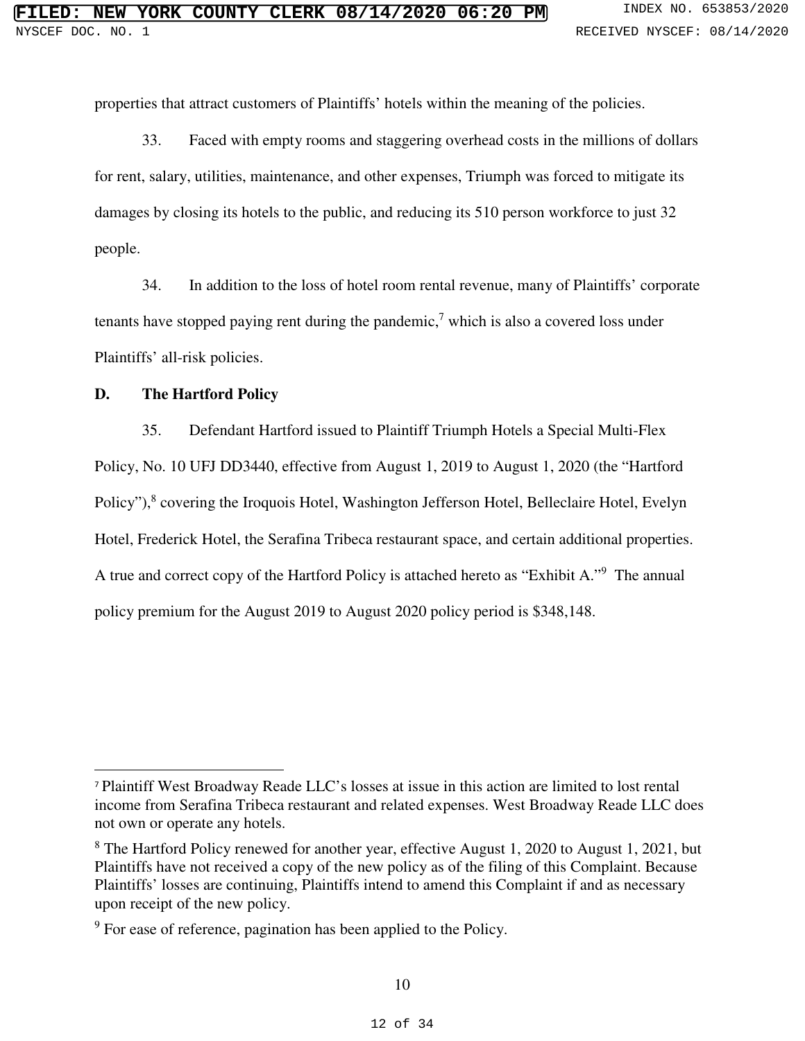properties that attract customers of Plaintiffs' hotels within the meaning of the policies.

33. Faced with empty rooms and staggering overhead costs in the millions of dollars for rent, salary, utilities, maintenance, and other expenses, Triumph was forced to mitigate its damages by closing its hotels to the public, and reducing its 510 person workforce to just 32 people.

34. In addition to the loss of hotel room rental revenue, many of Plaintiffs' corporate tenants have stopped paying rent during the pandemic,[7] which is also a covered loss under Plaintiffs' all-risk policies.

**D. The Hartford Policy**

35. Defendant Hartford issued to Plaintiff Triumph Hotels a Special Multi-Flex Policy, No. 10 UFJ DD3440, effective from August 1, 2019 to August 1, 2020 (the "Hartford Policy"),[8] covering the Iroquois Hotel, Washington Jefferson Hotel, Belleclaire Hotel, Evelyn Hotel, Frederick Hotel, the Serafina Tribeca restaurant space, and certain additional properties. A true and correct copy of the Hartford Policy is attached hereto as "Exhibit A."[9] The annual policy premium for the August 2019 to August 2020 policy period is $348,148.

---

[7] Plaintiff West Broadway Reade LLC's losses at issue in this action are limited to lost rental income from Serafina Tribeca restaurant and related expenses. West Broadway Reade LLC does not own or operate any hotels.

[8] The Hartford Policy renewed for another year, effective August 1, 2020 to August 1, 2021, but Plaintiffs have not received a copy of the new policy as of the filing of this Complaint. Because Plaintiffs' losses are continuing, Plaintiffs intend to amend this Complaint if and as necessary upon receipt of the new policy.

[9] For ease of reference, pagination has been applied to the Policy.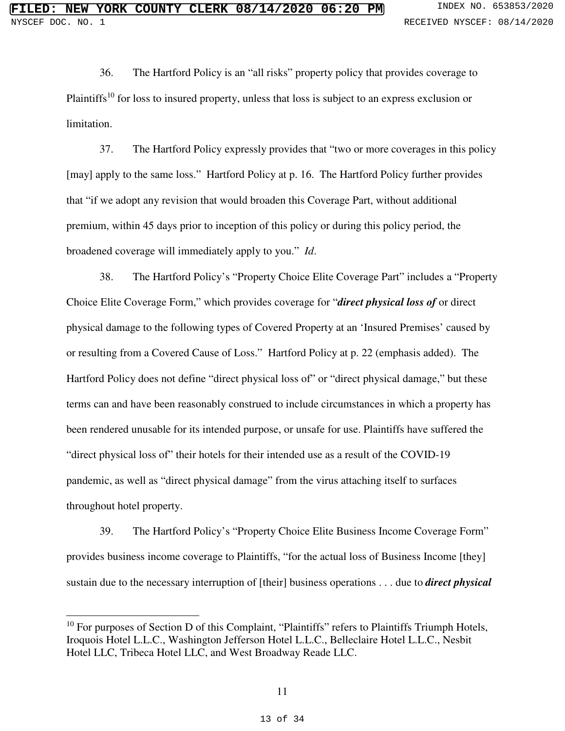36. The Hartford Policy is an "all risks" property policy that provides coverage to Plaintiffs[10] for loss to insured property, unless that loss is subject to an express exclusion or limitation.

37. The Hartford Policy expressly provides that "two or more coverages in this policy [may] apply to the same loss." Hartford Policy at p. 16. The Hartford Policy further provides that "if we adopt any revision that would broaden this Coverage Part, without additional premium, within 45 days prior to inception of this policy or during this policy period, the broadened coverage will immediately apply to you." *Id*.

38. The Hartford Policy's "Property Choice Elite Coverage Part" includes a "Property Choice Elite Coverage Form," which provides coverage for "***direct physical loss of*** or direct physical damage to the following types of Covered Property at an 'Insured Premises' caused by or resulting from a Covered Cause of Loss." Hartford Policy at p. 22 (emphasis added). The Hartford Policy does not define "direct physical loss of" or "direct physical damage," but these terms can and have been reasonably construed to include circumstances in which a property has been rendered unusable for its intended purpose, or unsafe for use. Plaintiffs have suffered the "direct physical loss of" their hotels for their intended use as a result of the COVID-19 pandemic, as well as "direct physical damage" from the virus attaching itself to surfaces throughout hotel property.

39. The Hartford Policy's "Property Choice Elite Business Income Coverage Form" provides business income coverage to Plaintiffs, "for the actual loss of Business Income [they] sustain due to the necessary interruption of [their] business operations . . . due to ***direct physical***

---

[10] For purposes of Section D of this Complaint, "Plaintiffs" refers to Plaintiffs Triumph Hotels, Iroquois Hotel L.L.C., Washington Jefferson Hotel L.L.C., Belleclaire Hotel L.L.C., Nesbit Hotel LLC, Tribeca Hotel LLC, and West Broadway Reade LLC.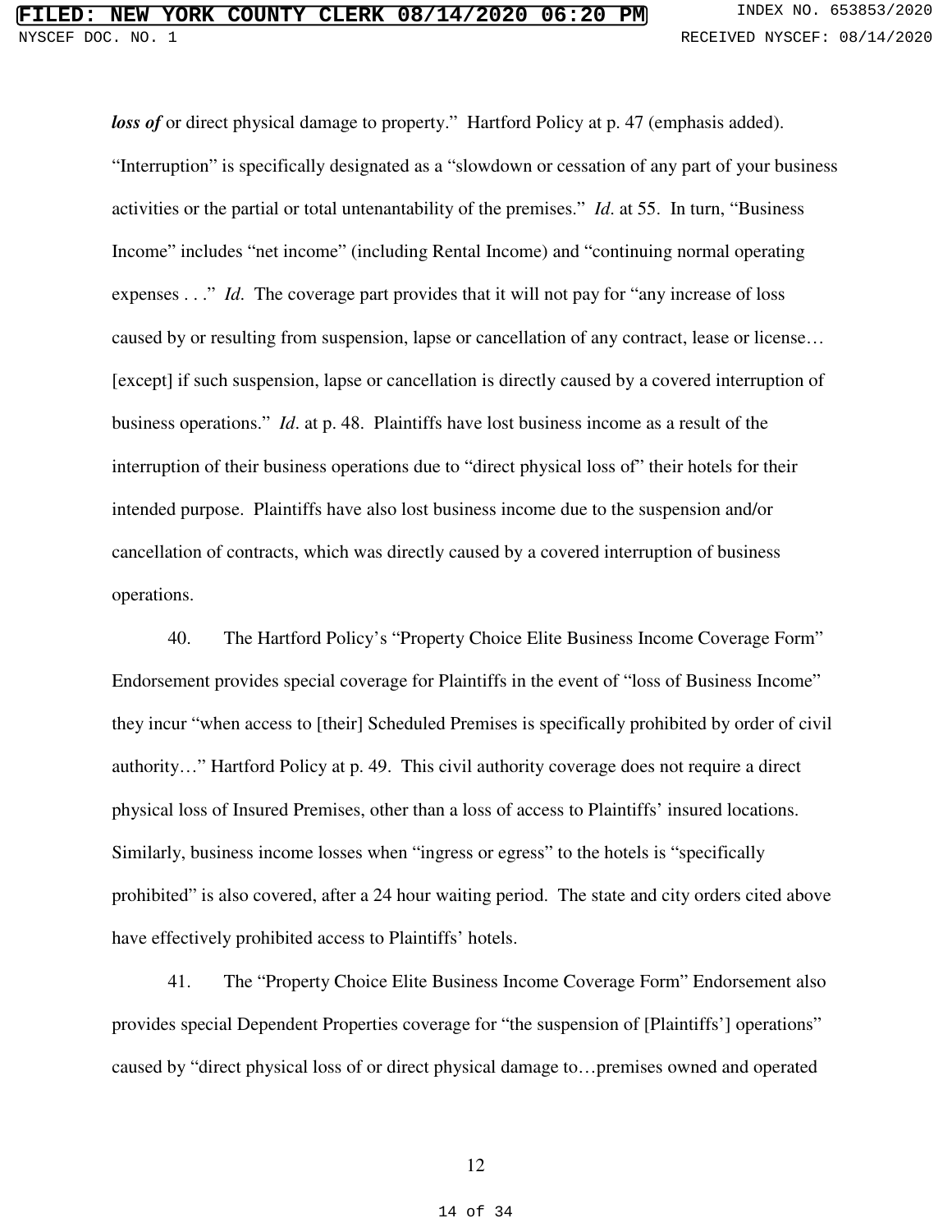***loss of*** or direct physical damage to property." Hartford Policy at p. 47 (emphasis added). "Interruption" is specifically designated as a "slowdown or cessation of any part of your business activities or the partial or total untenantability of the premises." *Id*. at 55. In turn, "Business Income" includes "net income" (including Rental Income) and "continuing normal operating expenses . . ." *Id*. The coverage part provides that it will not pay for "any increase of loss caused by or resulting from suspension, lapse or cancellation of any contract, lease or license… [except] if such suspension, lapse or cancellation is directly caused by a covered interruption of business operations." *Id*. at p. 48. Plaintiffs have lost business income as a result of the interruption of their business operations due to "direct physical loss of" their hotels for their intended purpose. Plaintiffs have also lost business income due to the suspension and/or cancellation of contracts, which was directly caused by a covered interruption of business operations.

40. The Hartford Policy's "Property Choice Elite Business Income Coverage Form" Endorsement provides special coverage for Plaintiffs in the event of "loss of Business Income" they incur "when access to [their] Scheduled Premises is specifically prohibited by order of civil authority…" Hartford Policy at p. 49. This civil authority coverage does not require a direct physical loss of Insured Premises, other than a loss of access to Plaintiffs' insured locations. Similarly, business income losses when "ingress or egress" to the hotels is "specifically prohibited" is also covered, after a 24 hour waiting period. The state and city orders cited above have effectively prohibited access to Plaintiffs' hotels.

41. The "Property Choice Elite Business Income Coverage Form" Endorsement also provides special Dependent Properties coverage for "the suspension of [Plaintiffs'] operations" caused by "direct physical loss of or direct physical damage to…premises owned and operated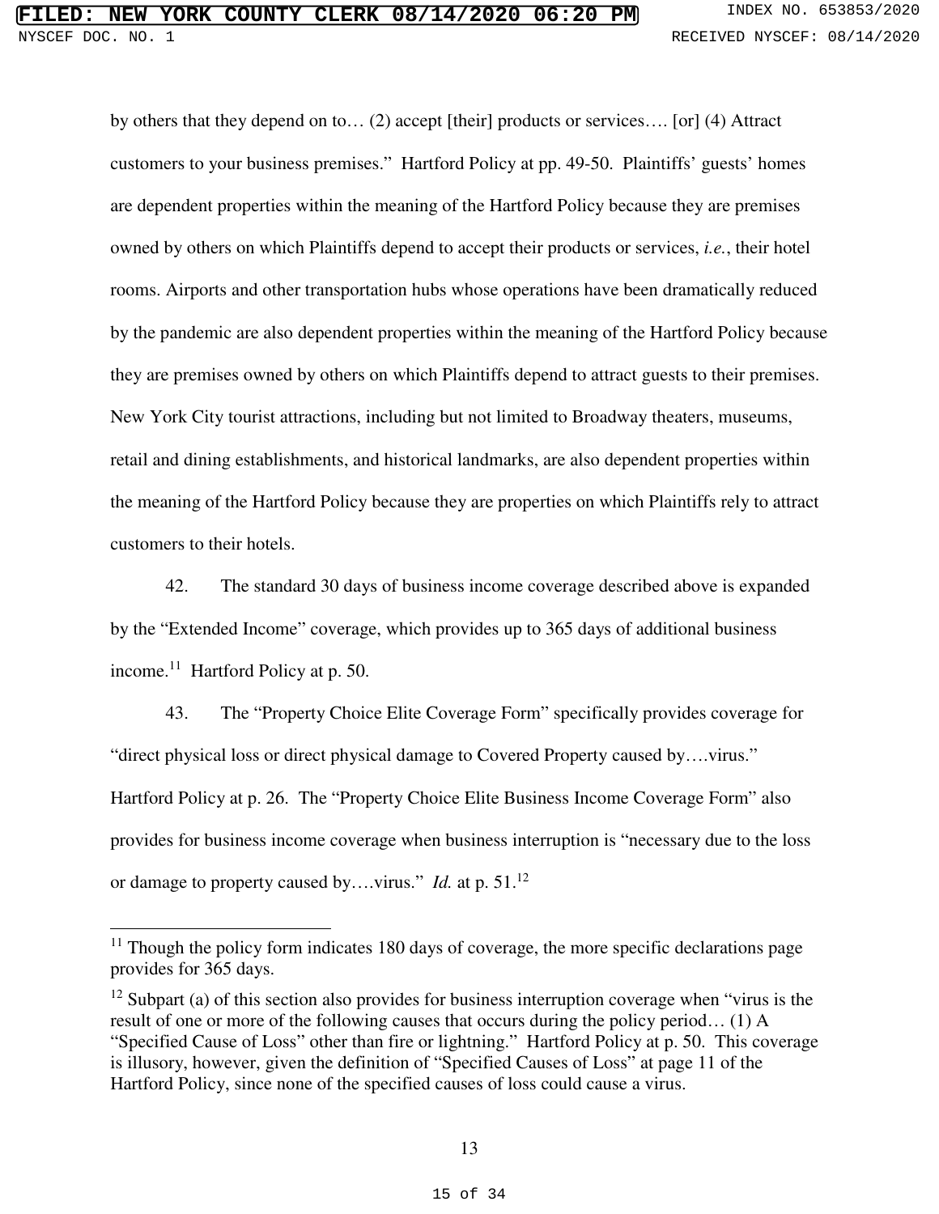by others that they depend on to… (2) accept [their] products or services…. [or] (4) Attract customers to your business premises." Hartford Policy at pp. 49-50. Plaintiffs' guests' homes are dependent properties within the meaning of the Hartford Policy because they are premises owned by others on which Plaintiffs depend to accept their products or services, *i.e.*, their hotel rooms. Airports and other transportation hubs whose operations have been dramatically reduced by the pandemic are also dependent properties within the meaning of the Hartford Policy because they are premises owned by others on which Plaintiffs depend to attract guests to their premises. New York City tourist attractions, including but not limited to Broadway theaters, museums, retail and dining establishments, and historical landmarks, are also dependent properties within the meaning of the Hartford Policy because they are properties on which Plaintiffs rely to attract customers to their hotels.

42. The standard 30 days of business income coverage described above is expanded by the "Extended Income" coverage, which provides up to 365 days of additional business income.[11] Hartford Policy at p. 50.

43. The "Property Choice Elite Coverage Form" specifically provides coverage for "direct physical loss or direct physical damage to Covered Property caused by….virus." Hartford Policy at p. 26. The "Property Choice Elite Business Income Coverage Form" also provides for business income coverage when business interruption is "necessary due to the loss or damage to property caused by….virus." *Id.* at p. 51.[12]

---

[11] Though the policy form indicates 180 days of coverage, the more specific declarations page provides for 365 days.

[12] Subpart (a) of this section also provides for business interruption coverage when "virus is the result of one or more of the following causes that occurs during the policy period… (1) A "Specified Cause of Loss" other than fire or lightning." Hartford Policy at p. 50. This coverage is illusory, however, given the definition of "Specified Causes of Loss" at page 11 of the Hartford Policy, since none of the specified causes of loss could cause a virus.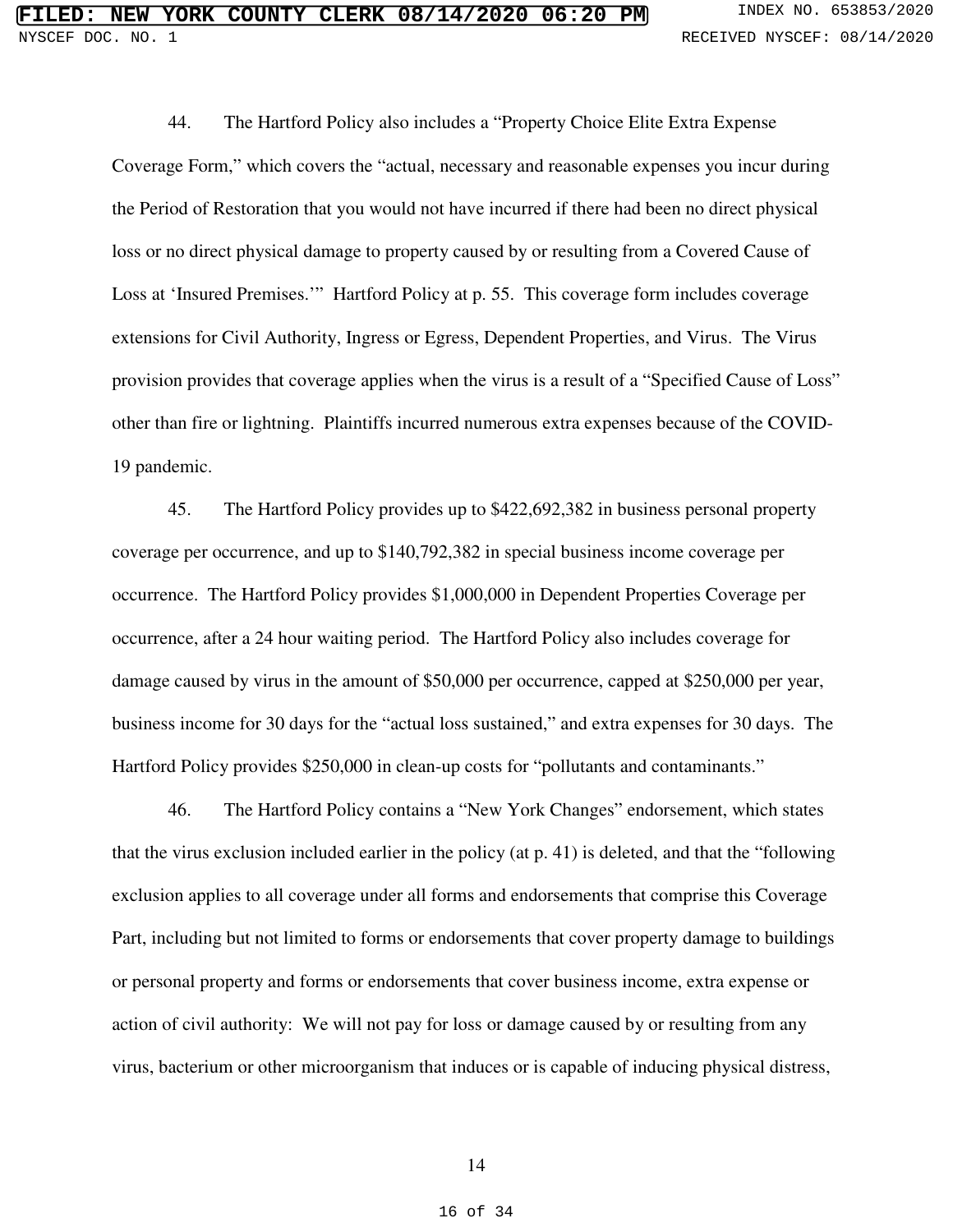44. The Hartford Policy also includes a "Property Choice Elite Extra Expense Coverage Form," which covers the "actual, necessary and reasonable expenses you incur during the Period of Restoration that you would not have incurred if there had been no direct physical loss or no direct physical damage to property caused by or resulting from a Covered Cause of Loss at 'Insured Premises.'" Hartford Policy at p. 55. This coverage form includes coverage extensions for Civil Authority, Ingress or Egress, Dependent Properties, and Virus. The Virus provision provides that coverage applies when the virus is a result of a "Specified Cause of Loss" other than fire or lightning. Plaintiffs incurred numerous extra expenses because of the COVID-19 pandemic.

45. The Hartford Policy provides up to $422,692,382 in business personal property coverage per occurrence, and up to $140,792,382 in special business income coverage per occurrence. The Hartford Policy provides $1,000,000 in Dependent Properties Coverage per occurrence, after a 24 hour waiting period. The Hartford Policy also includes coverage for damage caused by virus in the amount of $50,000 per occurrence, capped at $250,000 per year, business income for 30 days for the "actual loss sustained," and extra expenses for 30 days. The Hartford Policy provides $250,000 in clean-up costs for "pollutants and contaminants."

46. The Hartford Policy contains a "New York Changes" endorsement, which states that the virus exclusion included earlier in the policy (at p. 41) is deleted, and that the "following exclusion applies to all coverage under all forms and endorsements that comprise this Coverage Part, including but not limited to forms or endorsements that cover property damage to buildings or personal property and forms or endorsements that cover business income, extra expense or action of civil authority: We will not pay for loss or damage caused by or resulting from any virus, bacterium or other microorganism that induces or is capable of inducing physical distress,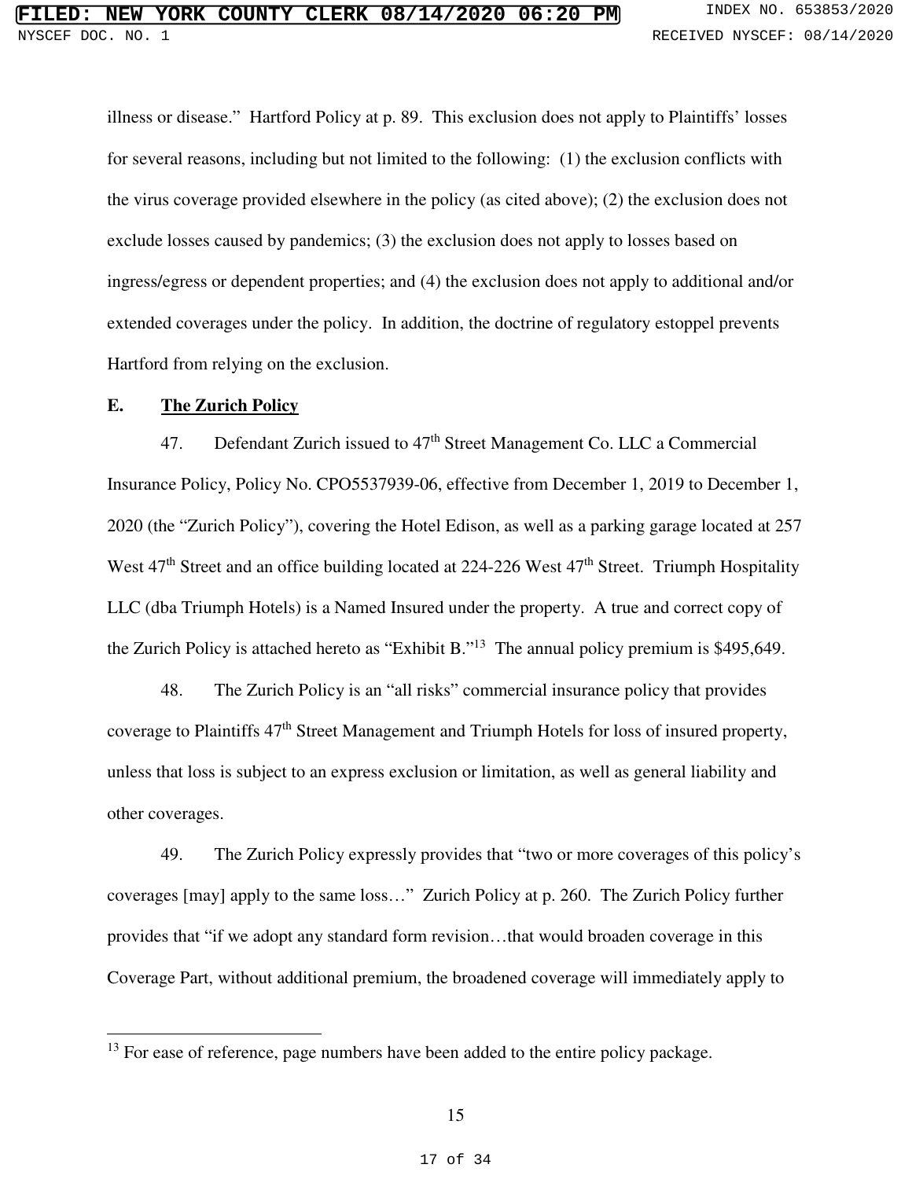illness or disease." Hartford Policy at p. 89. This exclusion does not apply to Plaintiffs' losses for several reasons, including but not limited to the following: (1) the exclusion conflicts with the virus coverage provided elsewhere in the policy (as cited above); (2) the exclusion does not exclude losses caused by pandemics; (3) the exclusion does not apply to losses based on ingress/egress or dependent properties; and (4) the exclusion does not apply to additional and/or extended coverages under the policy. In addition, the doctrine of regulatory estoppel prevents Hartford from relying on the exclusion.

### E. The Zurich Policy

47. Defendant Zurich issued to 47th Street Management Co. LLC a Commercial Insurance Policy, Policy No. CPO5537939-06, effective from December 1, 2019 to December 1, 2020 (the "Zurich Policy"), covering the Hotel Edison, as well as a parking garage located at 257 West 47th Street and an office building located at 224-226 West 47th Street. Triumph Hospitality LLC (dba Triumph Hotels) is a Named Insured under the property. A true and correct copy of the Zurich Policy is attached hereto as "Exhibit B."[13] The annual policy premium is $495,649.

48. The Zurich Policy is an "all risks" commercial insurance policy that provides coverage to Plaintiffs 47th Street Management and Triumph Hotels for loss of insured property, unless that loss is subject to an express exclusion or limitation, as well as general liability and other coverages.

49. The Zurich Policy expressly provides that "two or more coverages of this policy's coverages [may] apply to the same loss…" Zurich Policy at p. 260. The Zurich Policy further provides that "if we adopt any standard form revision…that would broaden coverage in this Coverage Part, without additional premium, the broadened coverage will immediately apply to

[13] For ease of reference, page numbers have been added to the entire policy package.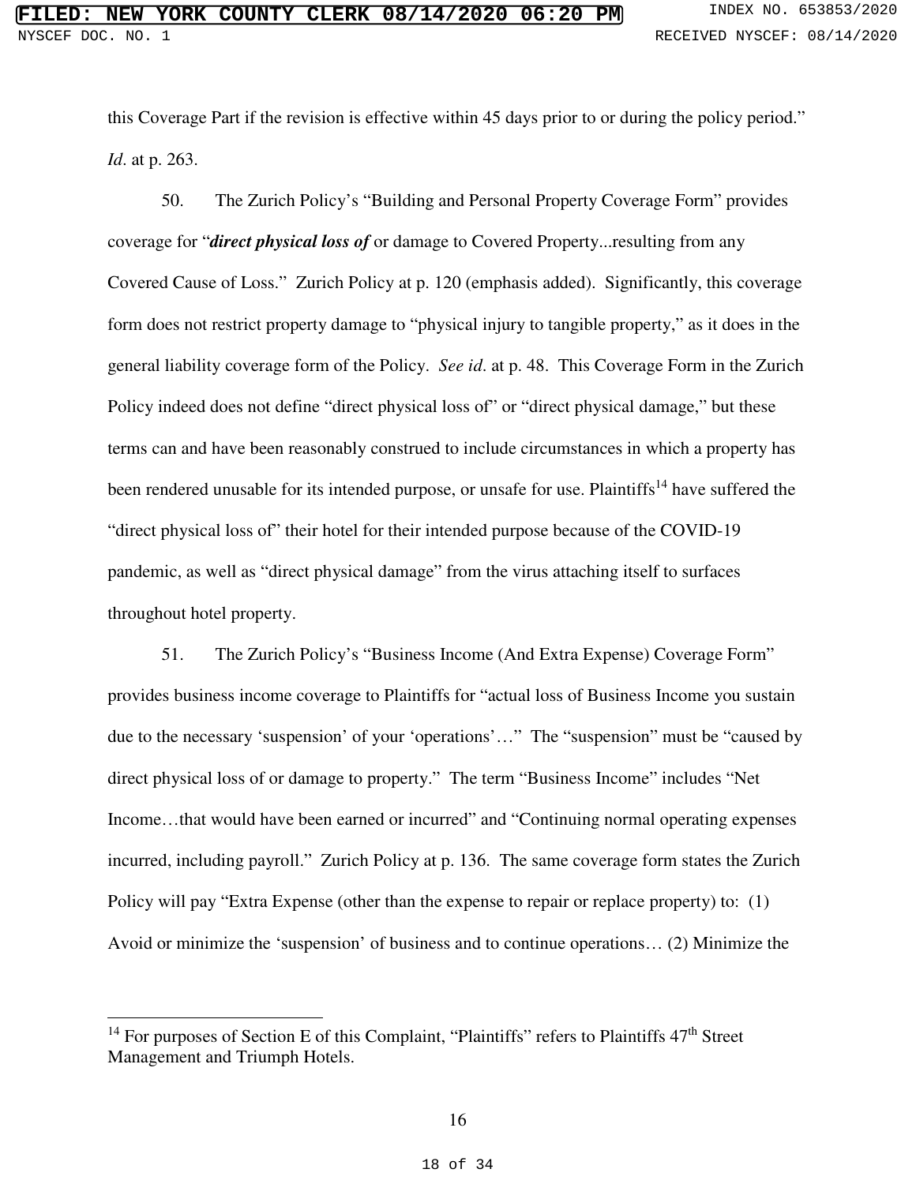this Coverage Part if the revision is effective within 45 days prior to or during the policy period." *Id*. at p. 263.

50. The Zurich Policy's "Building and Personal Property Coverage Form" provides coverage for "***direct physical loss of*** or damage to Covered Property...resulting from any Covered Cause of Loss." Zurich Policy at p. 120 (emphasis added). Significantly, this coverage form does not restrict property damage to "physical injury to tangible property," as it does in the general liability coverage form of the Policy. *See id*. at p. 48. This Coverage Form in the Zurich Policy indeed does not define "direct physical loss of" or "direct physical damage," but these terms can and have been reasonably construed to include circumstances in which a property has been rendered unusable for its intended purpose, or unsafe for use. Plaintiffs[14] have suffered the "direct physical loss of" their hotel for their intended purpose because of the COVID-19 pandemic, as well as "direct physical damage" from the virus attaching itself to surfaces throughout hotel property.

51. The Zurich Policy's "Business Income (And Extra Expense) Coverage Form" provides business income coverage to Plaintiffs for "actual loss of Business Income you sustain due to the necessary 'suspension' of your 'operations'…" The "suspension" must be "caused by direct physical loss of or damage to property." The term "Business Income" includes "Net Income…that would have been earned or incurred" and "Continuing normal operating expenses incurred, including payroll." Zurich Policy at p. 136. The same coverage form states the Zurich Policy will pay "Extra Expense (other than the expense to repair or replace property) to: (1) Avoid or minimize the 'suspension' of business and to continue operations… (2) Minimize the

---

[14] For purposes of Section E of this Complaint, "Plaintiffs" refers to Plaintiffs 47th Street Management and Triumph Hotels.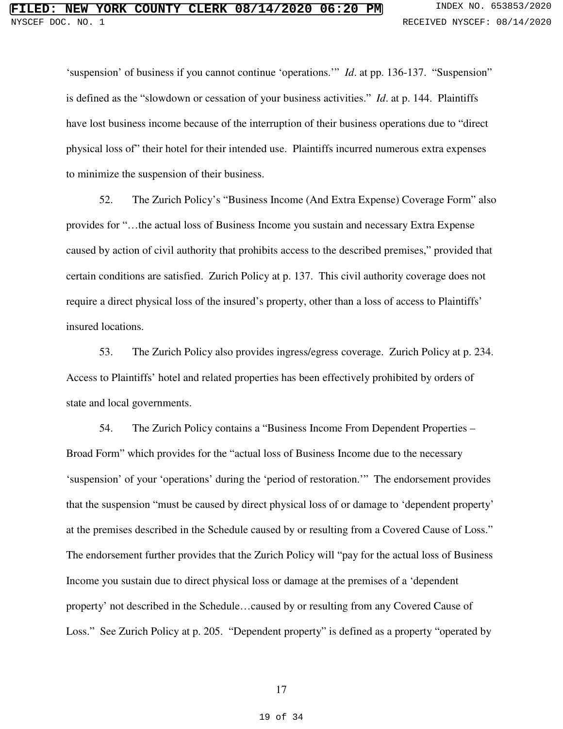'suspension' of business if you cannot continue 'operations.'" *Id*. at pp. 136-137. "Suspension" is defined as the "slowdown or cessation of your business activities." *Id*. at p. 144. Plaintiffs have lost business income because of the interruption of their business operations due to "direct physical loss of" their hotel for their intended use. Plaintiffs incurred numerous extra expenses to minimize the suspension of their business.

52. The Zurich Policy's "Business Income (And Extra Expense) Coverage Form" also provides for "…the actual loss of Business Income you sustain and necessary Extra Expense caused by action of civil authority that prohibits access to the described premises," provided that certain conditions are satisfied. Zurich Policy at p. 137. This civil authority coverage does not require a direct physical loss of the insured's property, other than a loss of access to Plaintiffs' insured locations.

53. The Zurich Policy also provides ingress/egress coverage. Zurich Policy at p. 234. Access to Plaintiffs' hotel and related properties has been effectively prohibited by orders of state and local governments.

54. The Zurich Policy contains a "Business Income From Dependent Properties – Broad Form" which provides for the "actual loss of Business Income due to the necessary 'suspension' of your 'operations' during the 'period of restoration.'" The endorsement provides that the suspension "must be caused by direct physical loss of or damage to 'dependent property' at the premises described in the Schedule caused by or resulting from a Covered Cause of Loss." The endorsement further provides that the Zurich Policy will "pay for the actual loss of Business Income you sustain due to direct physical loss or damage at the premises of a 'dependent property' not described in the Schedule…caused by or resulting from any Covered Cause of Loss." See Zurich Policy at p. 205. "Dependent property" is defined as a property "operated by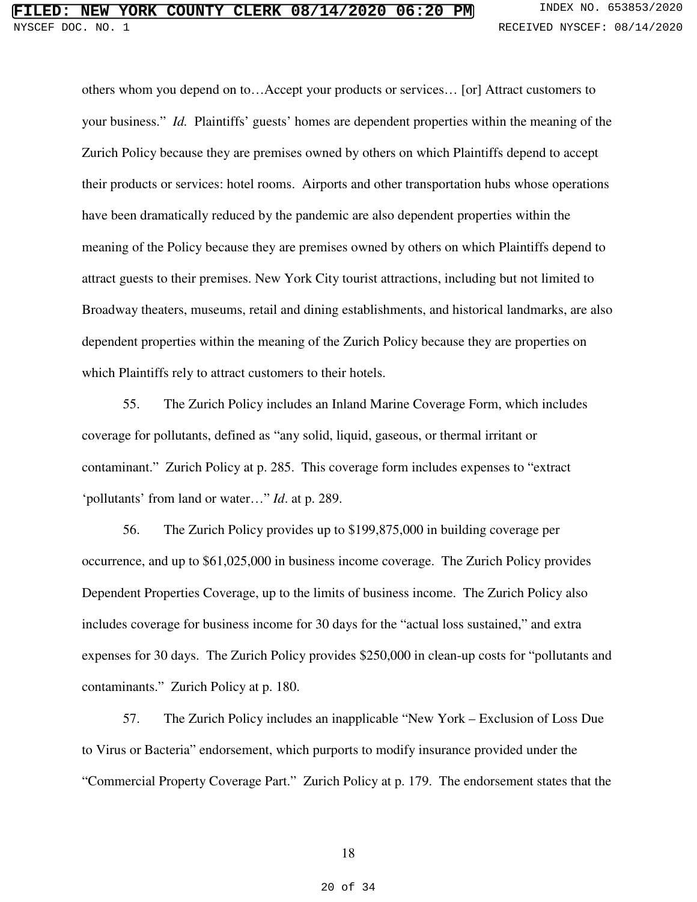others whom you depend on to…Accept your products or services… [or] Attract customers to your business." *Id.* Plaintiffs' guests' homes are dependent properties within the meaning of the Zurich Policy because they are premises owned by others on which Plaintiffs depend to accept their products or services: hotel rooms. Airports and other transportation hubs whose operations have been dramatically reduced by the pandemic are also dependent properties within the meaning of the Policy because they are premises owned by others on which Plaintiffs depend to attract guests to their premises. New York City tourist attractions, including but not limited to Broadway theaters, museums, retail and dining establishments, and historical landmarks, are also dependent properties within the meaning of the Zurich Policy because they are properties on which Plaintiffs rely to attract customers to their hotels.

55. The Zurich Policy includes an Inland Marine Coverage Form, which includes coverage for pollutants, defined as "any solid, liquid, gaseous, or thermal irritant or contaminant." Zurich Policy at p. 285. This coverage form includes expenses to "extract 'pollutants' from land or water…" *Id*. at p. 289.

56. The Zurich Policy provides up to $199,875,000 in building coverage per occurrence, and up to $61,025,000 in business income coverage. The Zurich Policy provides Dependent Properties Coverage, up to the limits of business income. The Zurich Policy also includes coverage for business income for 30 days for the "actual loss sustained," and extra expenses for 30 days. The Zurich Policy provides $250,000 in clean-up costs for "pollutants and contaminants." Zurich Policy at p. 180.

57. The Zurich Policy includes an inapplicable "New York – Exclusion of Loss Due to Virus or Bacteria" endorsement, which purports to modify insurance provided under the "Commercial Property Coverage Part." Zurich Policy at p. 179. The endorsement states that the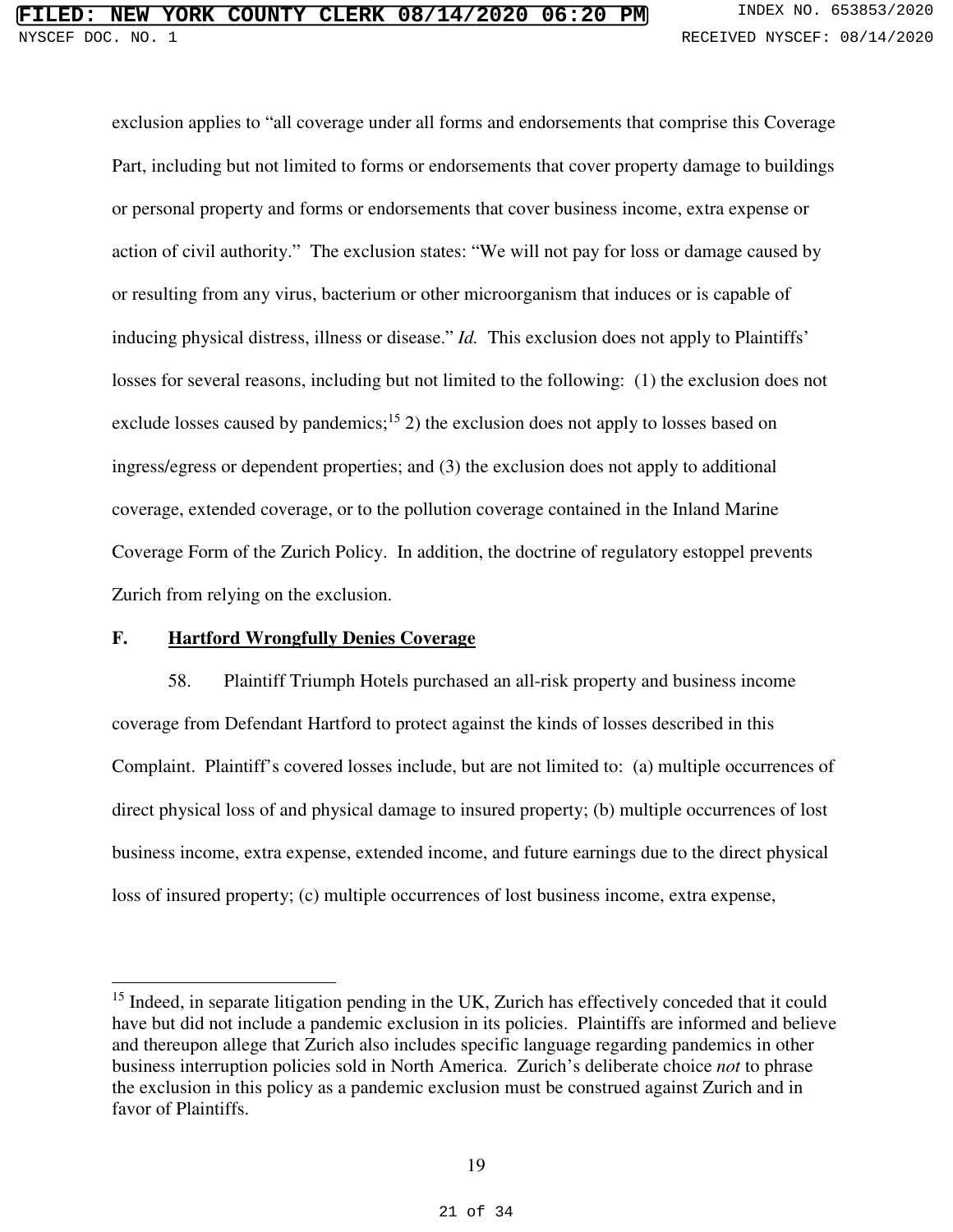exclusion applies to "all coverage under all forms and endorsements that comprise this Coverage Part, including but not limited to forms or endorsements that cover property damage to buildings or personal property and forms or endorsements that cover business income, extra expense or action of civil authority." The exclusion states: "We will not pay for loss or damage caused by or resulting from any virus, bacterium or other microorganism that induces or is capable of inducing physical distress, illness or disease." *Id.* This exclusion does not apply to Plaintiffs' losses for several reasons, including but not limited to the following: (1) the exclusion does not exclude losses caused by pandemics;[15] 2) the exclusion does not apply to losses based on ingress/egress or dependent properties; and (3) the exclusion does not apply to additional coverage, extended coverage, or to the pollution coverage contained in the Inland Marine Coverage Form of the Zurich Policy. In addition, the doctrine of regulatory estoppel prevents Zurich from relying on the exclusion.

### F. Hartford Wrongfully Denies Coverage

58. Plaintiff Triumph Hotels purchased an all-risk property and business income coverage from Defendant Hartford to protect against the kinds of losses described in this Complaint. Plaintiff's covered losses include, but are not limited to: (a) multiple occurrences of direct physical loss of and physical damage to insured property; (b) multiple occurrences of lost business income, extra expense, extended income, and future earnings due to the direct physical loss of insured property; (c) multiple occurrences of lost business income, extra expense,

---

[15] Indeed, in separate litigation pending in the UK, Zurich has effectively conceded that it could have but did not include a pandemic exclusion in its policies. Plaintiffs are informed and believe and thereupon allege that Zurich also includes specific language regarding pandemics in other business interruption policies sold in North America. Zurich's deliberate choice *not* to phrase the exclusion in this policy as a pandemic exclusion must be construed against Zurich and in favor of Plaintiffs.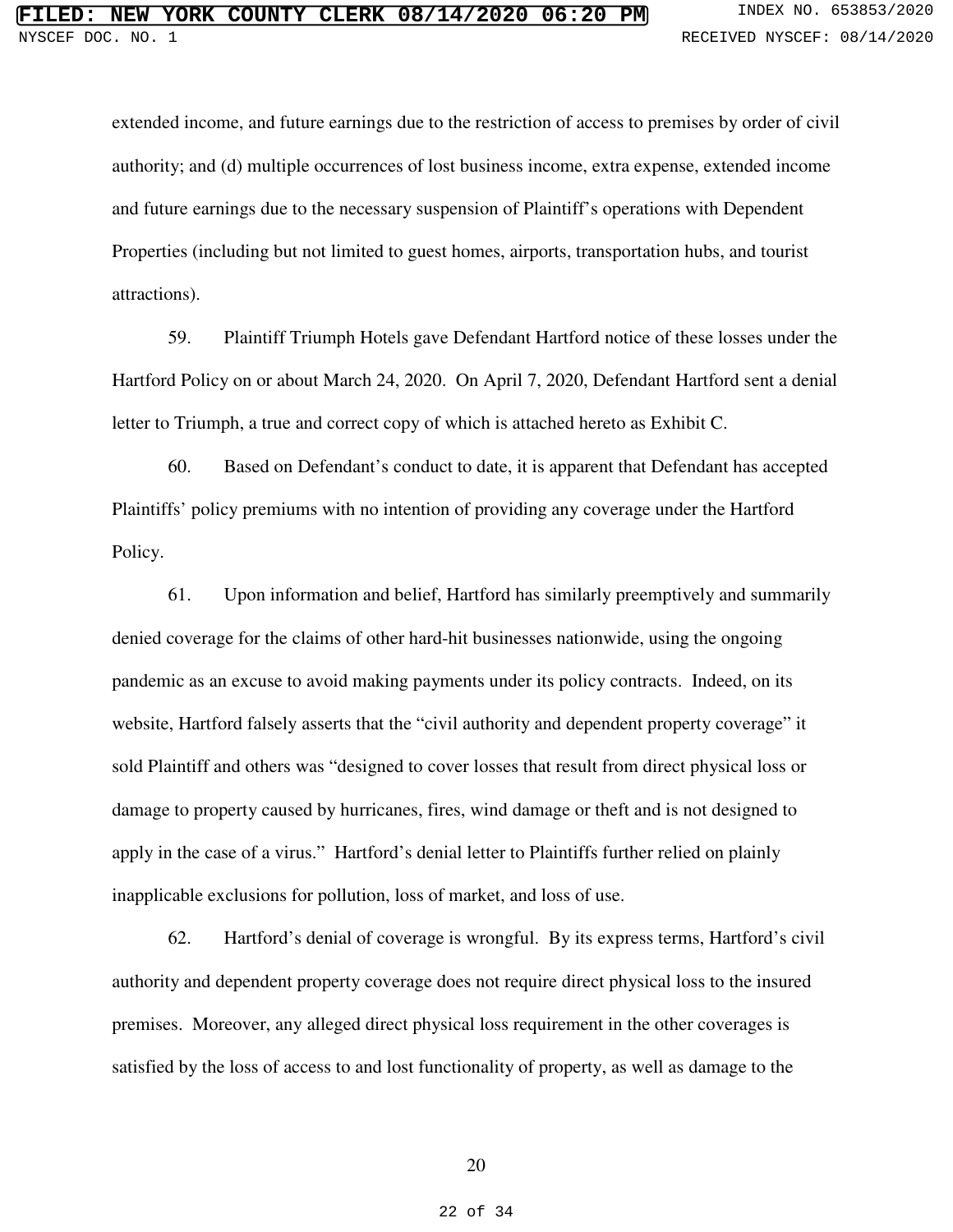extended income, and future earnings due to the restriction of access to premises by order of civil authority; and (d) multiple occurrences of lost business income, extra expense, extended income and future earnings due to the necessary suspension of Plaintiff's operations with Dependent Properties (including but not limited to guest homes, airports, transportation hubs, and tourist attractions).

59. Plaintiff Triumph Hotels gave Defendant Hartford notice of these losses under the Hartford Policy on or about March 24, 2020. On April 7, 2020, Defendant Hartford sent a denial letter to Triumph, a true and correct copy of which is attached hereto as Exhibit C.

60. Based on Defendant's conduct to date, it is apparent that Defendant has accepted Plaintiffs' policy premiums with no intention of providing any coverage under the Hartford Policy.

61. Upon information and belief, Hartford has similarly preemptively and summarily denied coverage for the claims of other hard-hit businesses nationwide, using the ongoing pandemic as an excuse to avoid making payments under its policy contracts. Indeed, on its website, Hartford falsely asserts that the "civil authority and dependent property coverage" it sold Plaintiff and others was "designed to cover losses that result from direct physical loss or damage to property caused by hurricanes, fires, wind damage or theft and is not designed to apply in the case of a virus." Hartford's denial letter to Plaintiffs further relied on plainly inapplicable exclusions for pollution, loss of market, and loss of use.

62. Hartford's denial of coverage is wrongful. By its express terms, Hartford's civil authority and dependent property coverage does not require direct physical loss to the insured premises. Moreover, any alleged direct physical loss requirement in the other coverages is satisfied by the loss of access to and lost functionality of property, as well as damage to the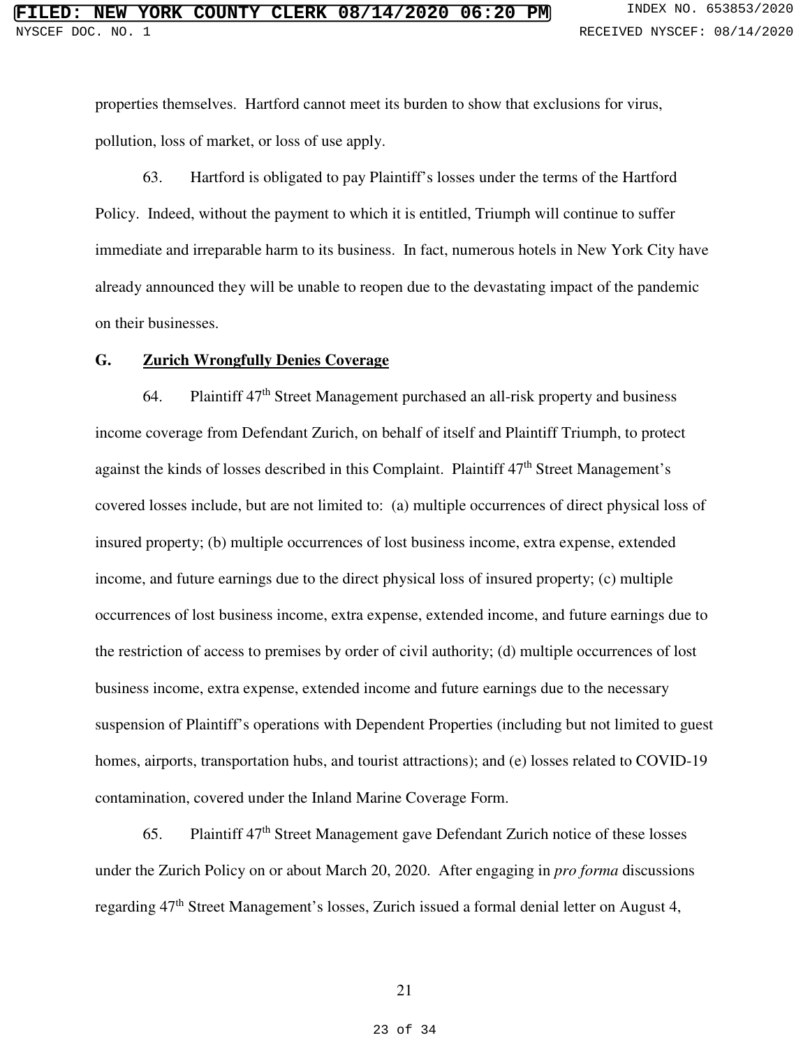properties themselves. Hartford cannot meet its burden to show that exclusions for virus, pollution, loss of market, or loss of use apply.

63. Hartford is obligated to pay Plaintiff's losses under the terms of the Hartford Policy. Indeed, without the payment to which it is entitled, Triumph will continue to suffer immediate and irreparable harm to its business. In fact, numerous hotels in New York City have already announced they will be unable to reopen due to the devastating impact of the pandemic on their businesses.

## G. Zurich Wrongfully Denies Coverage

64. Plaintiff 47th Street Management purchased an all-risk property and business income coverage from Defendant Zurich, on behalf of itself and Plaintiff Triumph, to protect against the kinds of losses described in this Complaint. Plaintiff 47th Street Management's covered losses include, but are not limited to: (a) multiple occurrences of direct physical loss of insured property; (b) multiple occurrences of lost business income, extra expense, extended income, and future earnings due to the direct physical loss of insured property; (c) multiple occurrences of lost business income, extra expense, extended income, and future earnings due to the restriction of access to premises by order of civil authority; (d) multiple occurrences of lost business income, extra expense, extended income and future earnings due to the necessary suspension of Plaintiff's operations with Dependent Properties (including but not limited to guest homes, airports, transportation hubs, and tourist attractions); and (e) losses related to COVID-19 contamination, covered under the Inland Marine Coverage Form.

65. Plaintiff 47th Street Management gave Defendant Zurich notice of these losses under the Zurich Policy on or about March 20, 2020. After engaging in *pro forma* discussions regarding 47th Street Management's losses, Zurich issued a formal denial letter on August 4,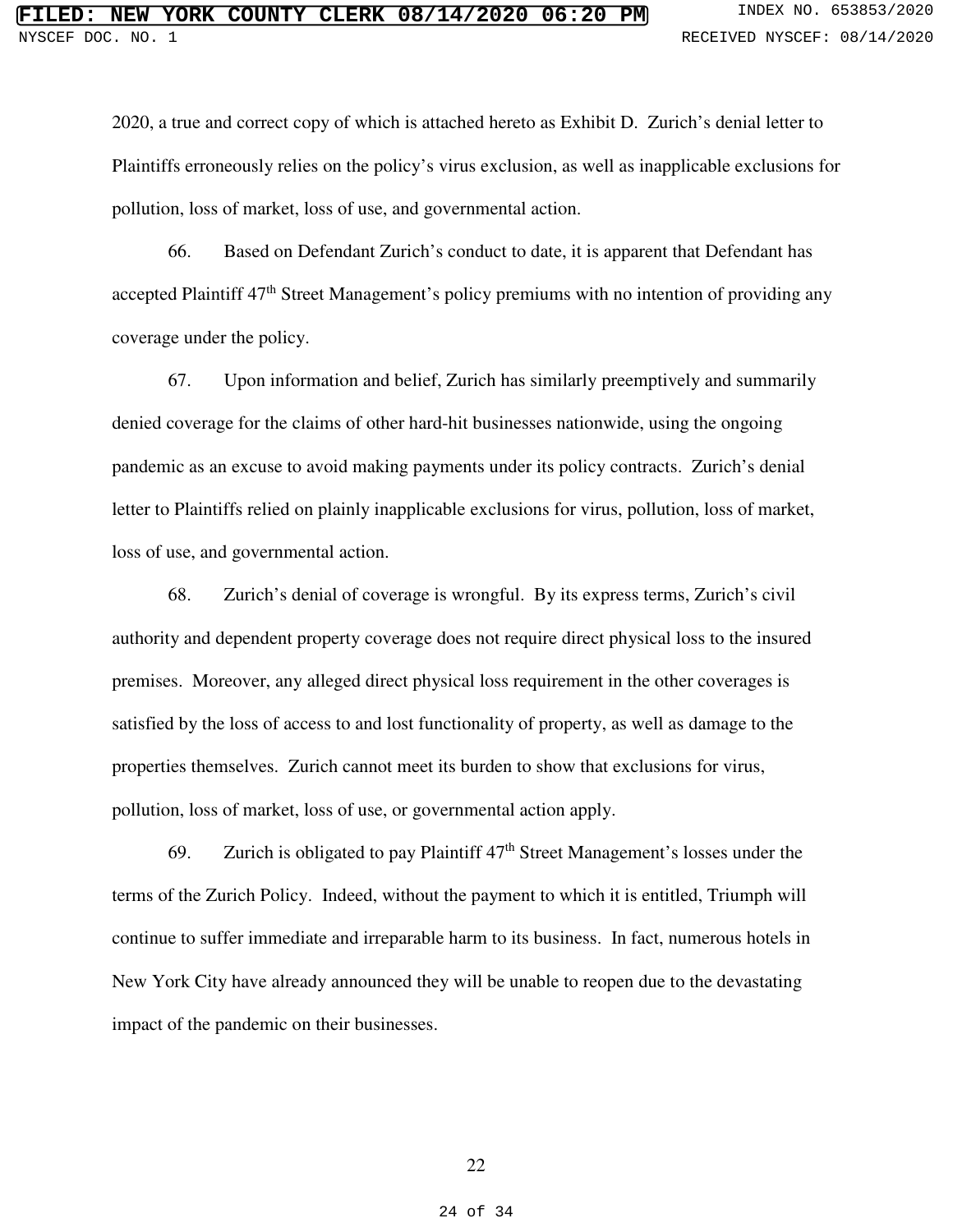2020, a true and correct copy of which is attached hereto as Exhibit D. Zurich's denial letter to Plaintiffs erroneously relies on the policy's virus exclusion, as well as inapplicable exclusions for pollution, loss of market, loss of use, and governmental action.

66. Based on Defendant Zurich's conduct to date, it is apparent that Defendant has accepted Plaintiff 47th Street Management's policy premiums with no intention of providing any coverage under the policy.

67. Upon information and belief, Zurich has similarly preemptively and summarily denied coverage for the claims of other hard-hit businesses nationwide, using the ongoing pandemic as an excuse to avoid making payments under its policy contracts. Zurich's denial letter to Plaintiffs relied on plainly inapplicable exclusions for virus, pollution, loss of market, loss of use, and governmental action.

68. Zurich's denial of coverage is wrongful. By its express terms, Zurich's civil authority and dependent property coverage does not require direct physical loss to the insured premises. Moreover, any alleged direct physical loss requirement in the other coverages is satisfied by the loss of access to and lost functionality of property, as well as damage to the properties themselves. Zurich cannot meet its burden to show that exclusions for virus, pollution, loss of market, loss of use, or governmental action apply.

69. Zurich is obligated to pay Plaintiff 47th Street Management's losses under the terms of the Zurich Policy. Indeed, without the payment to which it is entitled, Triumph will continue to suffer immediate and irreparable harm to its business. In fact, numerous hotels in New York City have already announced they will be unable to reopen due to the devastating impact of the pandemic on their businesses.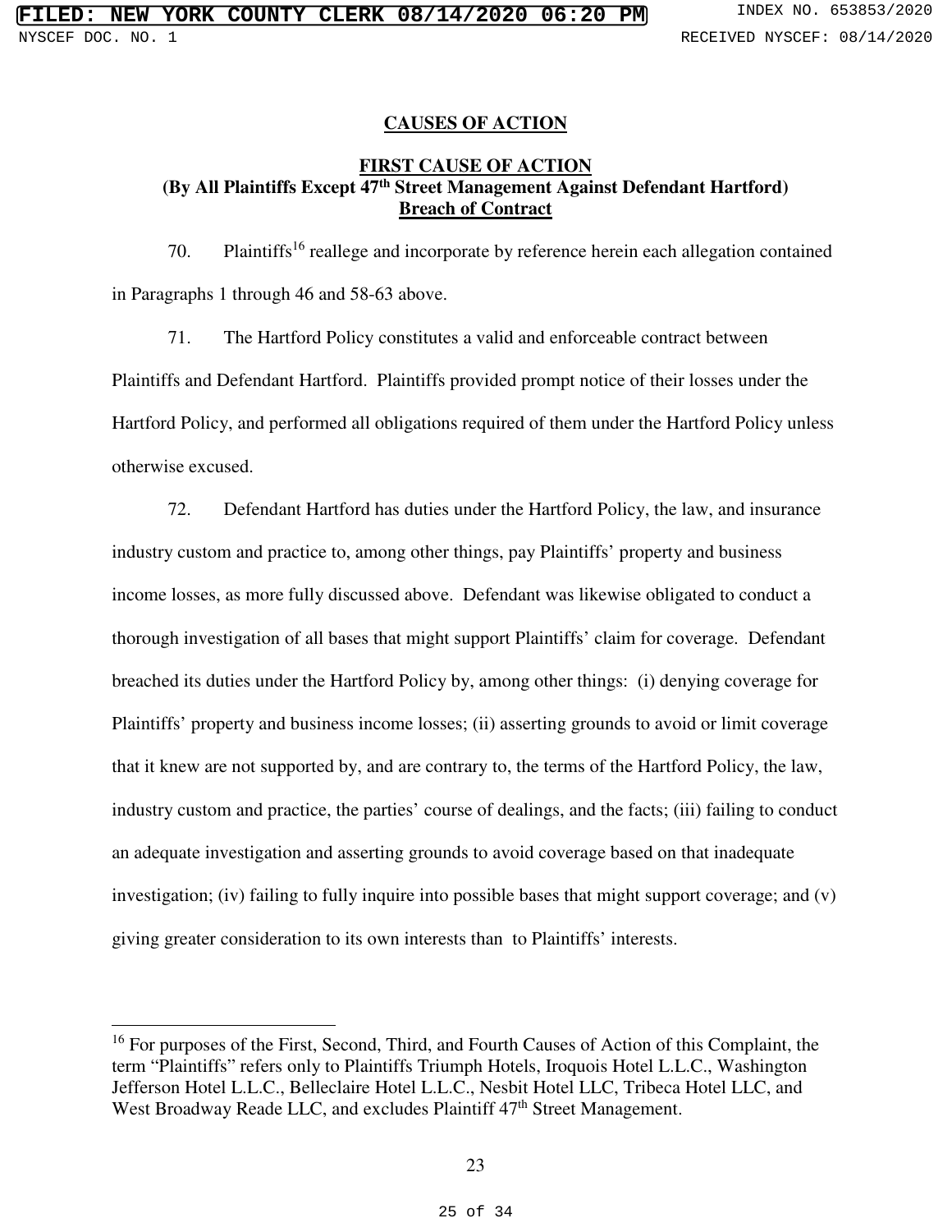## CAUSES OF ACTION

### FIRST CAUSE OF ACTION
### (By All Plaintiffs Except 47th Street Management Against Defendant Hartford)
### Breach of Contract

70. Plaintiffs[16] reallege and incorporate by reference herein each allegation contained in Paragraphs 1 through 46 and 58-63 above.

71. The Hartford Policy constitutes a valid and enforceable contract between Plaintiffs and Defendant Hartford. Plaintiffs provided prompt notice of their losses under the Hartford Policy, and performed all obligations required of them under the Hartford Policy unless otherwise excused.

72. Defendant Hartford has duties under the Hartford Policy, the law, and insurance industry custom and practice to, among other things, pay Plaintiffs' property and business income losses, as more fully discussed above. Defendant was likewise obligated to conduct a thorough investigation of all bases that might support Plaintiffs' claim for coverage. Defendant breached its duties under the Hartford Policy by, among other things: (i) denying coverage for Plaintiffs' property and business income losses; (ii) asserting grounds to avoid or limit coverage that it knew are not supported by, and are contrary to, the terms of the Hartford Policy, the law, industry custom and practice, the parties' course of dealings, and the facts; (iii) failing to conduct an adequate investigation and asserting grounds to avoid coverage based on that inadequate investigation; (iv) failing to fully inquire into possible bases that might support coverage; and (v) giving greater consideration to its own interests than to Plaintiffs' interests.

---

[16] For purposes of the First, Second, Third, and Fourth Causes of Action of this Complaint, the term "Plaintiffs" refers only to Plaintiffs Triumph Hotels, Iroquois Hotel L.L.C., Washington Jefferson Hotel L.L.C., Belleclaire Hotel L.L.C., Nesbit Hotel LLC, Tribeca Hotel LLC, and West Broadway Reade LLC, and excludes Plaintiff 47th Street Management.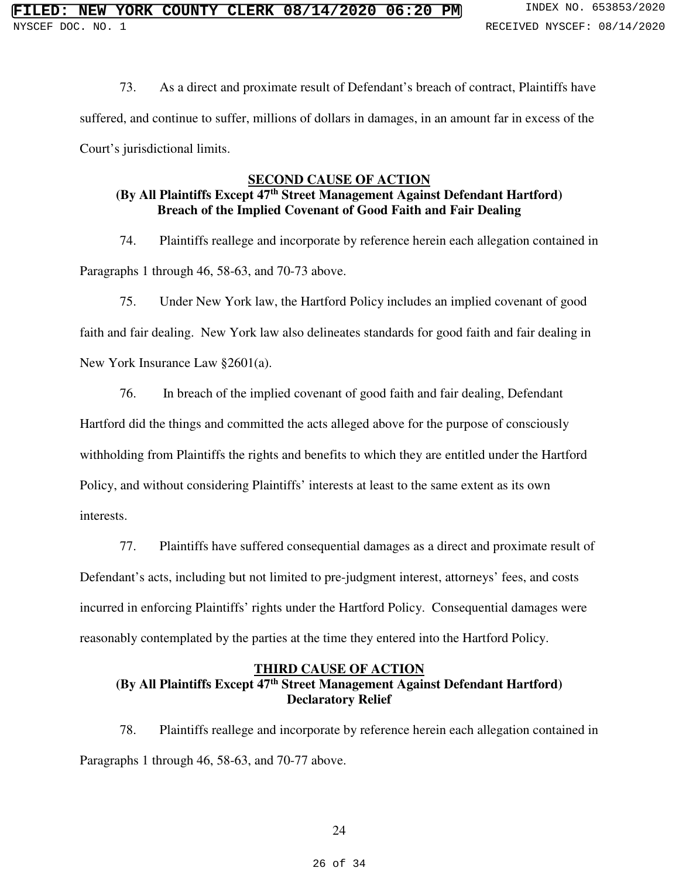73. As a direct and proximate result of Defendant's breach of contract, Plaintiffs have suffered, and continue to suffer, millions of dollars in damages, in an amount far in excess of the Court's jurisdictional limits.

## SECOND CAUSE OF ACTION

**(By All Plaintiffs Except 47th Street Management Against Defendant Hartford)**
**Breach of the Implied Covenant of Good Faith and Fair Dealing**

74. Plaintiffs reallege and incorporate by reference herein each allegation contained in Paragraphs 1 through 46, 58-63, and 70-73 above.

75. Under New York law, the Hartford Policy includes an implied covenant of good faith and fair dealing. New York law also delineates standards for good faith and fair dealing in New York Insurance Law §2601(a).

76. In breach of the implied covenant of good faith and fair dealing, Defendant Hartford did the things and committed the acts alleged above for the purpose of consciously withholding from Plaintiffs the rights and benefits to which they are entitled under the Hartford Policy, and without considering Plaintiffs' interests at least to the same extent as its own interests.

77. Plaintiffs have suffered consequential damages as a direct and proximate result of Defendant's acts, including but not limited to pre-judgment interest, attorneys' fees, and costs incurred in enforcing Plaintiffs' rights under the Hartford Policy. Consequential damages were reasonably contemplated by the parties at the time they entered into the Hartford Policy.

## THIRD CAUSE OF ACTION

**(By All Plaintiffs Except 47th Street Management Against Defendant Hartford)**
**Declaratory Relief**

78. Plaintiffs reallege and incorporate by reference herein each allegation contained in Paragraphs 1 through 46, 58-63, and 70-77 above.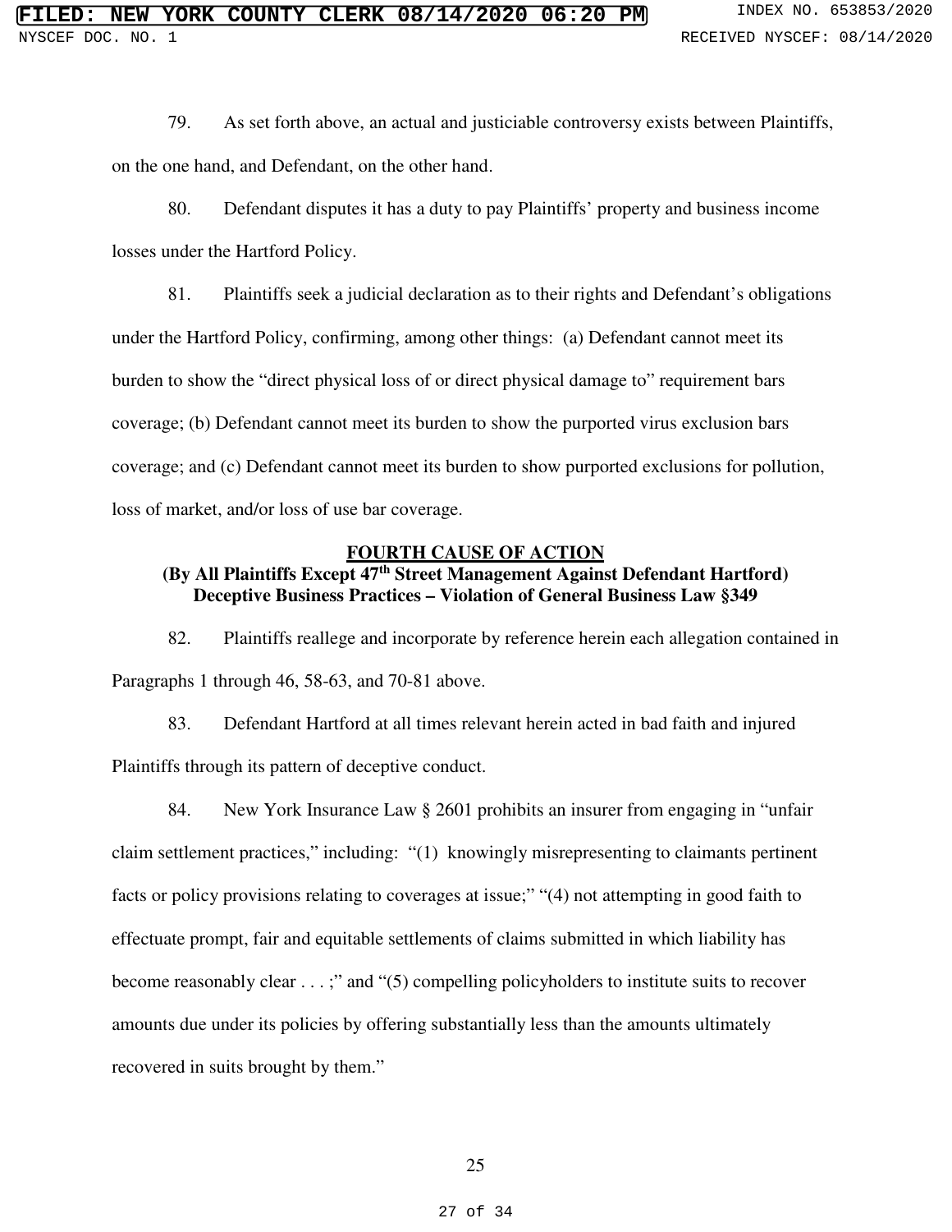79. As set forth above, an actual and justiciable controversy exists between Plaintiffs, on the one hand, and Defendant, on the other hand.

80. Defendant disputes it has a duty to pay Plaintiffs' property and business income losses under the Hartford Policy.

81. Plaintiffs seek a judicial declaration as to their rights and Defendant's obligations under the Hartford Policy, confirming, among other things: (a) Defendant cannot meet its burden to show the "direct physical loss of or direct physical damage to" requirement bars coverage; (b) Defendant cannot meet its burden to show the purported virus exclusion bars coverage; and (c) Defendant cannot meet its burden to show purported exclusions for pollution, loss of market, and/or loss of use bar coverage.

## FOURTH CAUSE OF ACTION

### (By All Plaintiffs Except 47th Street Management Against Defendant Hartford) Deceptive Business Practices – Violation of General Business Law §349

82. Plaintiffs reallege and incorporate by reference herein each allegation contained in Paragraphs 1 through 46, 58-63, and 70-81 above.

83. Defendant Hartford at all times relevant herein acted in bad faith and injured Plaintiffs through its pattern of deceptive conduct.

84. New York Insurance Law § 2601 prohibits an insurer from engaging in "unfair claim settlement practices," including: "(1) knowingly misrepresenting to claimants pertinent facts or policy provisions relating to coverages at issue;" "(4) not attempting in good faith to effectuate prompt, fair and equitable settlements of claims submitted in which liability has become reasonably clear . . . ;" and "(5) compelling policyholders to institute suits to recover amounts due under its policies by offering substantially less than the amounts ultimately recovered in suits brought by them."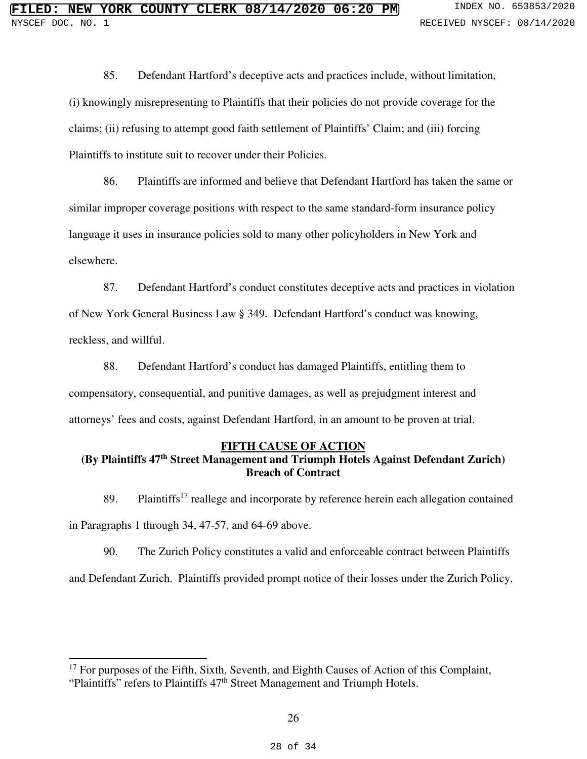85. Defendant Hartford's deceptive acts and practices include, without limitation, (i) knowingly misrepresenting to Plaintiffs that their policies do not provide coverage for the claims; (ii) refusing to attempt good faith settlement of Plaintiffs' Claim; and (iii) forcing Plaintiffs to institute suit to recover under their Policies.

86. Plaintiffs are informed and believe that Defendant Hartford has taken the same or similar improper coverage positions with respect to the same standard-form insurance policy language it uses in insurance policies sold to many other policyholders in New York and elsewhere.

87. Defendant Hartford's conduct constitutes deceptive acts and practices in violation of New York General Business Law § 349. Defendant Hartford's conduct was knowing, reckless, and willful.

88. Defendant Hartford's conduct has damaged Plaintiffs, entitling them to compensatory, consequential, and punitive damages, as well as prejudgment interest and attorneys' fees and costs, against Defendant Hartford, in an amount to be proven at trial.

**FIFTH CAUSE OF ACTION**
**(By Plaintiffs 47th Street Management and Triumph Hotels Against Defendant Zurich)**
**Breach of Contract**

89. Plaintiffs[17] reallege and incorporate by reference herein each allegation contained in Paragraphs 1 through 34, 47-57, and 64-69 above.

90. The Zurich Policy constitutes a valid and enforceable contract between Plaintiffs and Defendant Zurich. Plaintiffs provided prompt notice of their losses under the Zurich Policy,

[17] For purposes of the Fifth, Sixth, Seventh, and Eighth Causes of Action of this Complaint, "Plaintiffs" refers to Plaintiffs 47th Street Management and Triumph Hotels.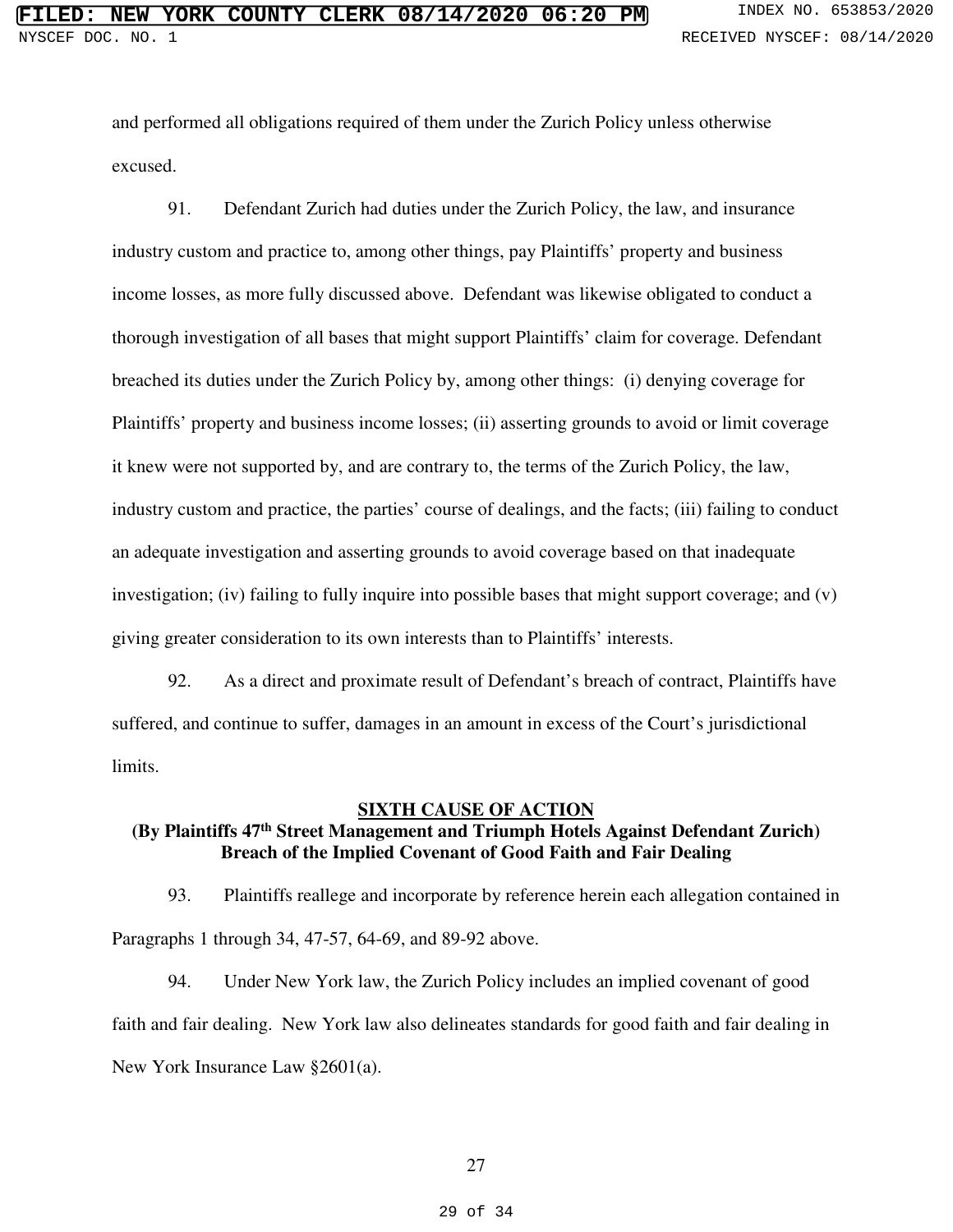and performed all obligations required of them under the Zurich Policy unless otherwise excused.

91. Defendant Zurich had duties under the Zurich Policy, the law, and insurance industry custom and practice to, among other things, pay Plaintiffs' property and business income losses, as more fully discussed above. Defendant was likewise obligated to conduct a thorough investigation of all bases that might support Plaintiffs' claim for coverage. Defendant breached its duties under the Zurich Policy by, among other things: (i) denying coverage for Plaintiffs' property and business income losses; (ii) asserting grounds to avoid or limit coverage it knew were not supported by, and are contrary to, the terms of the Zurich Policy, the law, industry custom and practice, the parties' course of dealings, and the facts; (iii) failing to conduct an adequate investigation and asserting grounds to avoid coverage based on that inadequate investigation; (iv) failing to fully inquire into possible bases that might support coverage; and (v) giving greater consideration to its own interests than to Plaintiffs' interests.

92. As a direct and proximate result of Defendant's breach of contract, Plaintiffs have suffered, and continue to suffer, damages in an amount in excess of the Court's jurisdictional limits.

## SIXTH CAUSE OF ACTION

**(By Plaintiffs 47th Street Management and Triumph Hotels Against Defendant Zurich)**
**Breach of the Implied Covenant of Good Faith and Fair Dealing**

93. Plaintiffs reallege and incorporate by reference herein each allegation contained in Paragraphs 1 through 34, 47-57, 64-69, and 89-92 above.

94. Under New York law, the Zurich Policy includes an implied covenant of good faith and fair dealing. New York law also delineates standards for good faith and fair dealing in New York Insurance Law §2601(a).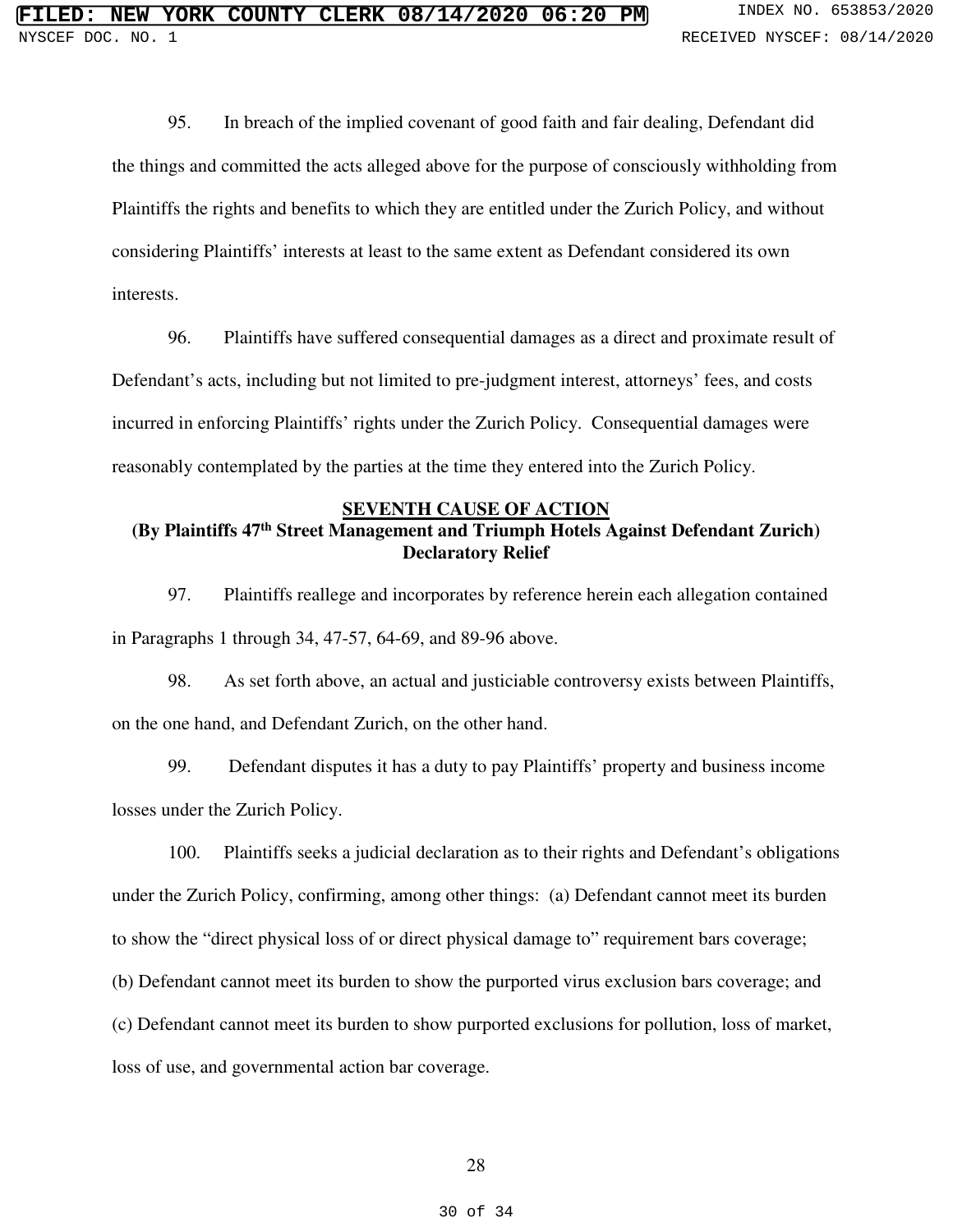95. In breach of the implied covenant of good faith and fair dealing, Defendant did the things and committed the acts alleged above for the purpose of consciously withholding from Plaintiffs the rights and benefits to which they are entitled under the Zurich Policy, and without considering Plaintiffs' interests at least to the same extent as Defendant considered its own interests.

96. Plaintiffs have suffered consequential damages as a direct and proximate result of Defendant's acts, including but not limited to pre-judgment interest, attorneys' fees, and costs incurred in enforcing Plaintiffs' rights under the Zurich Policy. Consequential damages were reasonably contemplated by the parties at the time they entered into the Zurich Policy.

**SEVENTH CAUSE OF ACTION**
**(By Plaintiffs 47th Street Management and Triumph Hotels Against Defendant Zurich)**
**Declaratory Relief**

97. Plaintiffs reallege and incorporates by reference herein each allegation contained in Paragraphs 1 through 34, 47-57, 64-69, and 89-96 above.

98. As set forth above, an actual and justiciable controversy exists between Plaintiffs, on the one hand, and Defendant Zurich, on the other hand.

99. Defendant disputes it has a duty to pay Plaintiffs' property and business income losses under the Zurich Policy.

100. Plaintiffs seeks a judicial declaration as to their rights and Defendant's obligations under the Zurich Policy, confirming, among other things: (a) Defendant cannot meet its burden to show the "direct physical loss of or direct physical damage to" requirement bars coverage; (b) Defendant cannot meet its burden to show the purported virus exclusion bars coverage; and (c) Defendant cannot meet its burden to show purported exclusions for pollution, loss of market, loss of use, and governmental action bar coverage.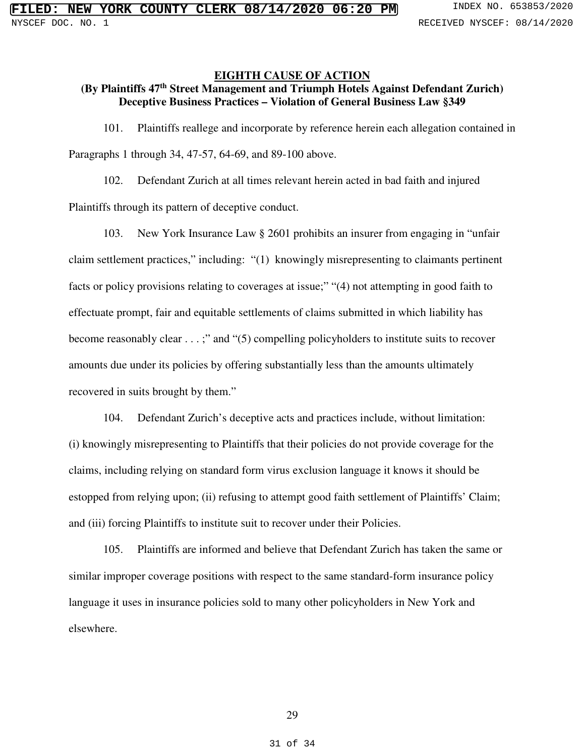## EIGHTH CAUSE OF ACTION

**(By Plaintiffs 47th Street Management and Triumph Hotels Against Defendant Zurich) Deceptive Business Practices – Violation of General Business Law §349**

101. Plaintiffs reallege and incorporate by reference herein each allegation contained in Paragraphs 1 through 34, 47-57, 64-69, and 89-100 above.

102. Defendant Zurich at all times relevant herein acted in bad faith and injured Plaintiffs through its pattern of deceptive conduct.

103. New York Insurance Law § 2601 prohibits an insurer from engaging in "unfair claim settlement practices," including: "(1) knowingly misrepresenting to claimants pertinent facts or policy provisions relating to coverages at issue;" "(4) not attempting in good faith to effectuate prompt, fair and equitable settlements of claims submitted in which liability has become reasonably clear . . . ;" and "(5) compelling policyholders to institute suits to recover amounts due under its policies by offering substantially less than the amounts ultimately recovered in suits brought by them."

104. Defendant Zurich's deceptive acts and practices include, without limitation: (i) knowingly misrepresenting to Plaintiffs that their policies do not provide coverage for the claims, including relying on standard form virus exclusion language it knows it should be estopped from relying upon; (ii) refusing to attempt good faith settlement of Plaintiffs' Claim; and (iii) forcing Plaintiffs to institute suit to recover under their Policies.

105. Plaintiffs are informed and believe that Defendant Zurich has taken the same or similar improper coverage positions with respect to the same standard-form insurance policy language it uses in insurance policies sold to many other policyholders in New York and elsewhere.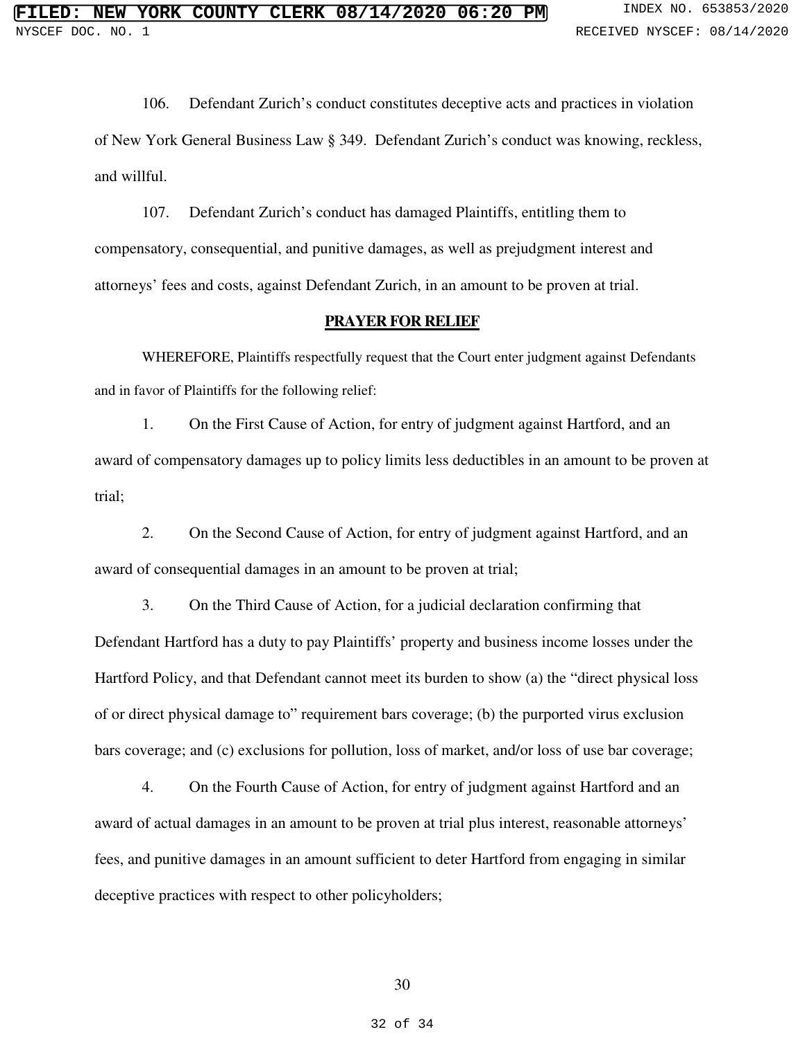106. Defendant Zurich's conduct constitutes deceptive acts and practices in violation of New York General Business Law § 349. Defendant Zurich's conduct was knowing, reckless, and willful.

107. Defendant Zurich's conduct has damaged Plaintiffs, entitling them to compensatory, consequential, and punitive damages, as well as prejudgment interest and attorneys' fees and costs, against Defendant Zurich, in an amount to be proven at trial.

## PRAYER FOR RELIEF

WHEREFORE, Plaintiffs respectfully request that the Court enter judgment against Defendants and in favor of Plaintiffs for the following relief:

1. On the First Cause of Action, for entry of judgment against Hartford, and an award of compensatory damages up to policy limits less deductibles in an amount to be proven at trial;

2. On the Second Cause of Action, for entry of judgment against Hartford, and an award of consequential damages in an amount to be proven at trial;

3. On the Third Cause of Action, for a judicial declaration confirming that Defendant Hartford has a duty to pay Plaintiffs' property and business income losses under the Hartford Policy, and that Defendant cannot meet its burden to show (a) the "direct physical loss of or direct physical damage to" requirement bars coverage; (b) the purported virus exclusion bars coverage; and (c) exclusions for pollution, loss of market, and/or loss of use bar coverage;

4. On the Fourth Cause of Action, for entry of judgment against Hartford and an award of actual damages in an amount to be proven at trial plus interest, reasonable attorneys' fees, and punitive damages in an amount sufficient to deter Hartford from engaging in similar deceptive practices with respect to other policyholders;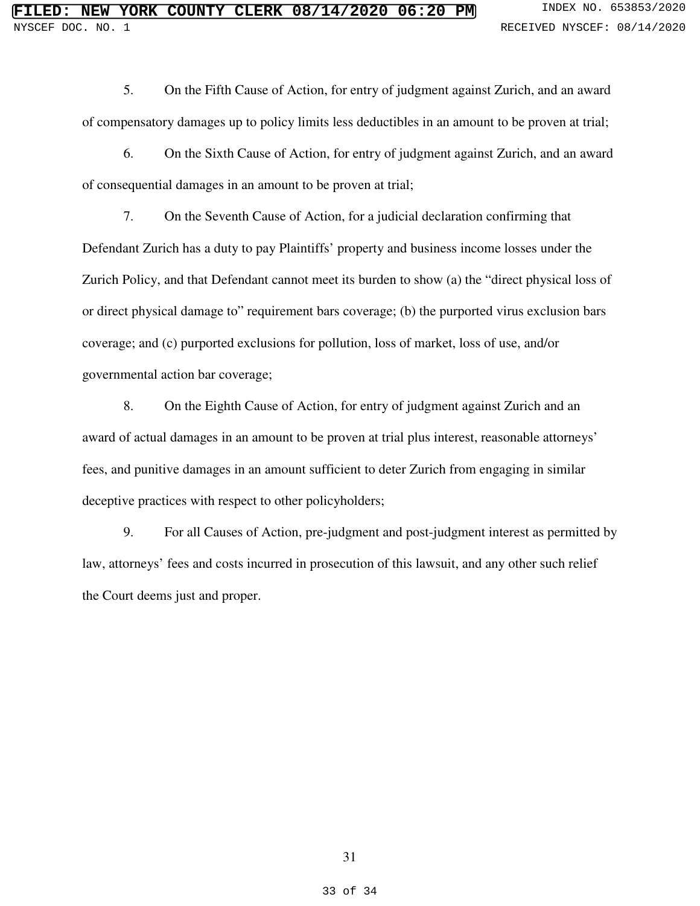5. On the Fifth Cause of Action, for entry of judgment against Zurich, and an award of compensatory damages up to policy limits less deductibles in an amount to be proven at trial;

6. On the Sixth Cause of Action, for entry of judgment against Zurich, and an award of consequential damages in an amount to be proven at trial;

7. On the Seventh Cause of Action, for a judicial declaration confirming that Defendant Zurich has a duty to pay Plaintiffs' property and business income losses under the Zurich Policy, and that Defendant cannot meet its burden to show (a) the "direct physical loss of or direct physical damage to" requirement bars coverage; (b) the purported virus exclusion bars coverage; and (c) purported exclusions for pollution, loss of market, loss of use, and/or governmental action bar coverage;

8. On the Eighth Cause of Action, for entry of judgment against Zurich and an award of actual damages in an amount to be proven at trial plus interest, reasonable attorneys' fees, and punitive damages in an amount sufficient to deter Zurich from engaging in similar deceptive practices with respect to other policyholders;

9. For all Causes of Action, pre-judgment and post-judgment interest as permitted by law, attorneys' fees and costs incurred in prosecution of this lawsuit, and any other such relief the Court deems just and proper.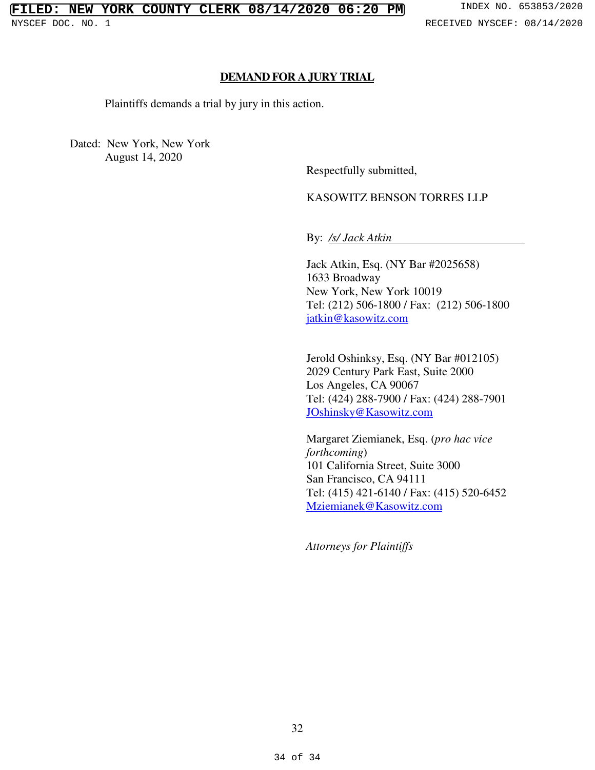**DEMAND FOR A JURY TRIAL**

Plaintiffs demands a trial by jury in this action.

Dated: New York, New York
August 14, 2020

Respectfully submitted,

KASOWITZ BENSON TORRES LLP

By: */s/ Jack Atkin*

Jack Atkin, Esq. (NY Bar #2025658)
1633 Broadway
New York, New York 10019
Tel: (212) 506-1800 / Fax: (212) 506-1800
jatkin@kasowitz.com

Jerold Oshinksy, Esq. (NY Bar #012105)
2029 Century Park East, Suite 2000
Los Angeles, CA 90067
Tel: (424) 288-7900 / Fax: (424) 288-7901
JOshinsky@Kasowitz.com

Margaret Ziemianek, Esq. (*pro hac vice forthcoming*)
101 California Street, Suite 3000
San Francisco, CA 94111
Tel: (415) 421-6140 / Fax: (415) 520-6452
Mziemianek@Kasowitz.com

*Attorneys for Plaintiffs*